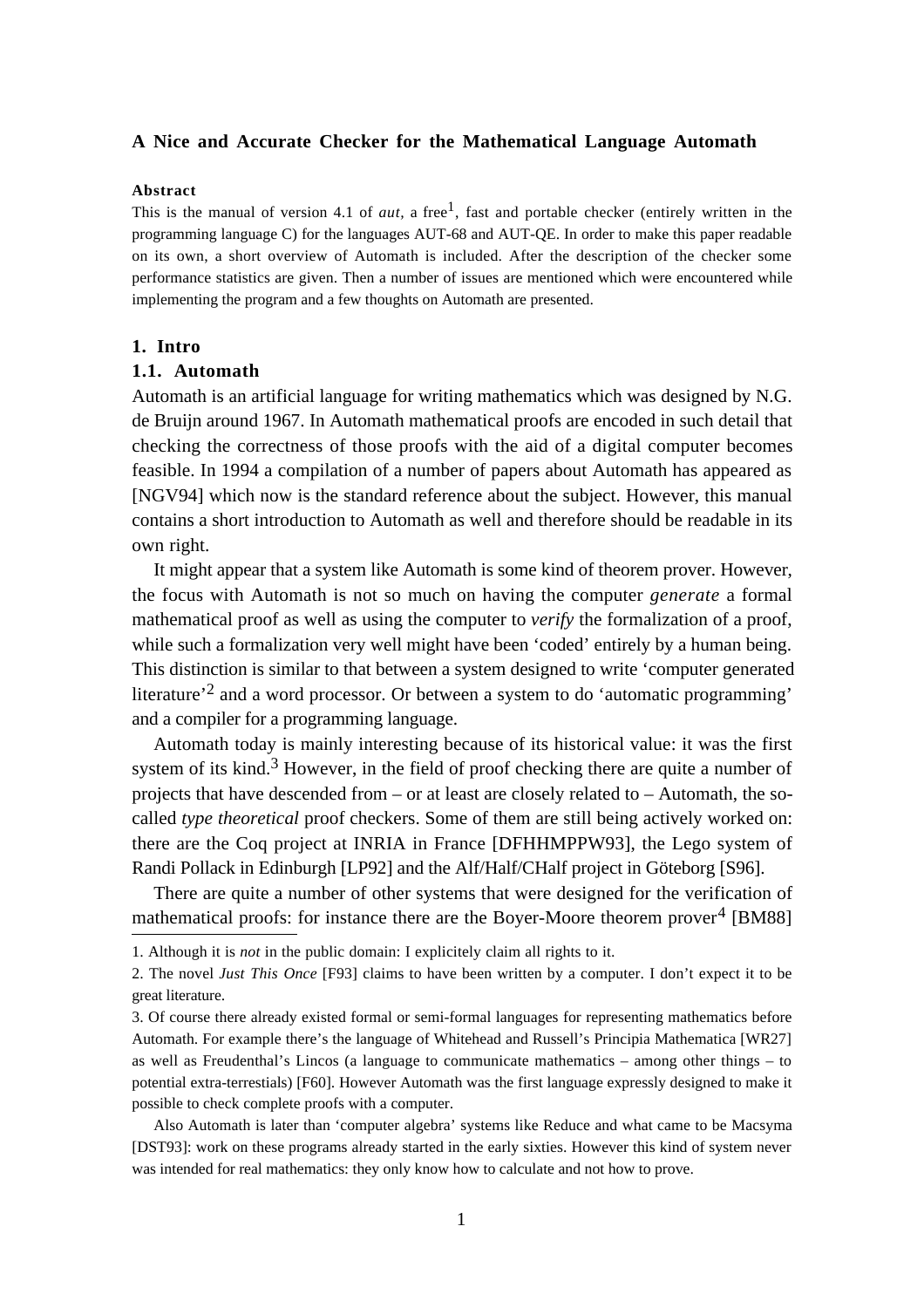# A Nice and Accurate Checker for the Mathematical Language Automath

**Abstract**

This is the manual of version 4.1 of *aut*, a free[1], fast and portable checker (entirely written in the programming language C) for the languages AUT-68 and AUT-QE. In order to make this paper readable on its own, a short overview of Automath is included. After the description of the checker some performance statistics are given. Then a number of issues are mentioned which were encountered while implementing the program and a few thoughts on Automath are presented.

## 1. Intro

### 1.1. Automath

Automath is an artificial language for writing mathematics which was designed by N.G. de Bruijn around 1967. In Automath mathematical proofs are encoded in such detail that checking the correctness of those proofs with the aid of a digital computer becomes feasible. In 1994 a compilation of a number of papers about Automath has appeared as [NGV94] which now is the standard reference about the subject. However, this manual contains a short introduction to Automath as well and therefore should be readable in its own right.

It might appear that a system like Automath is some kind of theorem prover. However, the focus with Automath is not so much on having the computer *generate* a formal mathematical proof as well as using the computer to *verify* the formalization of a proof, while such a formalization very well might have been 'coded' entirely by a human being. This distinction is similar to that between a system designed to write 'computer generated literature'[2] and a word processor. Or between a system to do 'automatic programming' and a compiler for a programming language.

Automath today is mainly interesting because of its historical value: it was the first system of its kind.[3] However, in the field of proof checking there are quite a number of projects that have descended from – or at least are closely related to – Automath, the so-called *type theoretical* proof checkers. Some of them are still being actively worked on: there are the Coq project at INRIA in France [DFHHMPPW93], the Lego system of Randi Pollack in Edinburgh [LP92] and the Alf/Half/CHalf project in Göteborg [S96].

There are quite a number of other systems that were designed for the verification of mathematical proofs: for instance there are the Boyer-Moore theorem prover[4] [BM88]

---

1. Although it is *not* in the public domain: I explicitely claim all rights to it.

2. The novel *Just This Once* [F93] claims to have been written by a computer. I don't expect it to be great literature.

3. Of course there already existed formal or semi-formal languages for representing mathematics before Automath. For example there's the language of Whitehead and Russell's Principia Mathematica [WR27] as well as Freudenthal's Lincos (a language to communicate mathematics – among other things – to potential extra-terrestials) [F60]. However Automath was the first language expressly designed to make it possible to check complete proofs with a computer.

Also Automath is later than 'computer algebra' systems like Reduce and what came to be Macsyma [DST93]: work on these programs already started in the early sixties. However this kind of system never was intended for real mathematics: they only know how to calculate and not how to prove.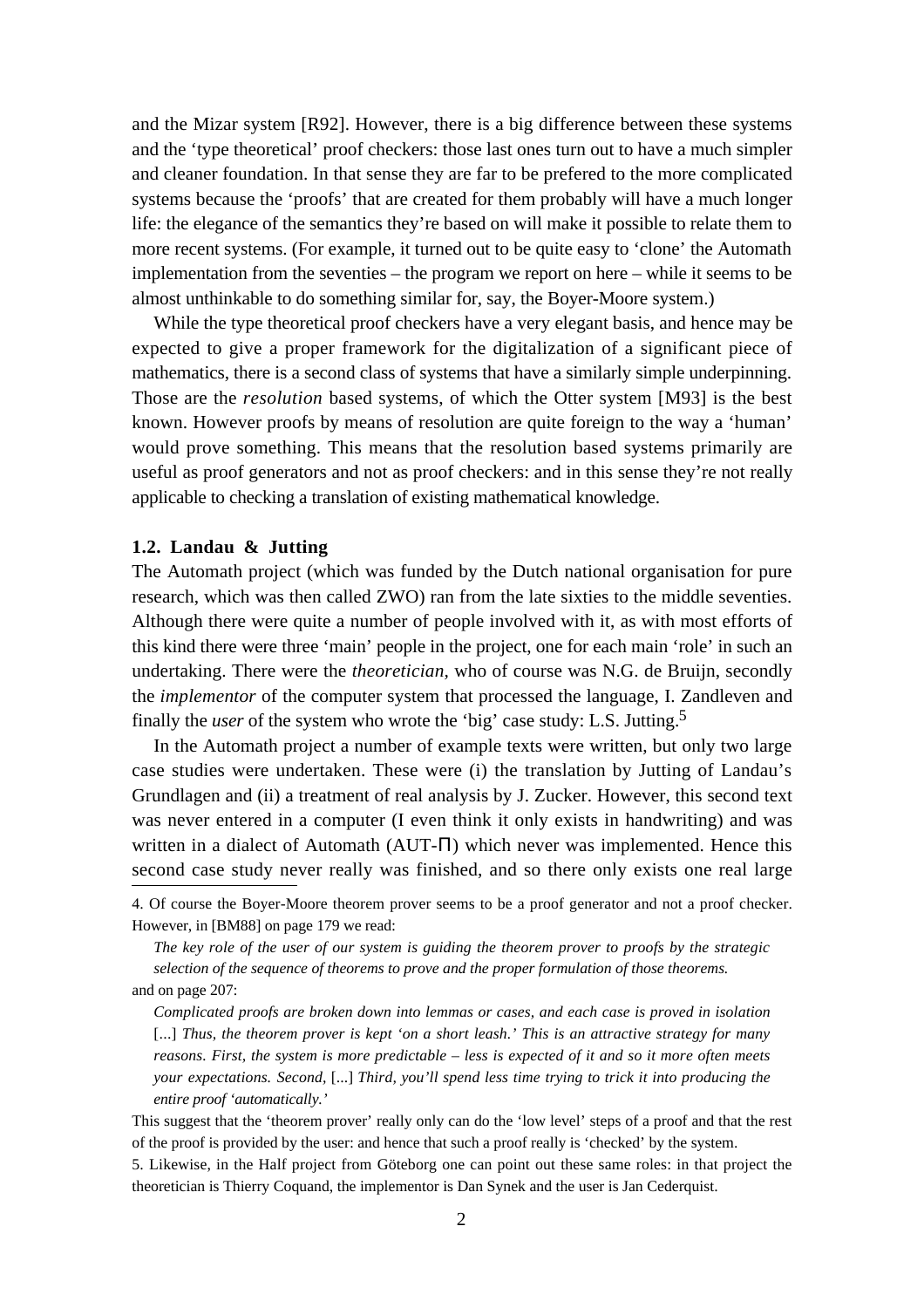and the Mizar system [R92]. However, there is a big difference between these systems and the 'type theoretical' proof checkers: those last ones turn out to have a much simpler and cleaner foundation. In that sense they are far to be prefered to the more complicated systems because the 'proofs' that are created for them probably will have a much longer life: the elegance of the semantics they're based on will make it possible to relate them to more recent systems. (For example, it turned out to be quite easy to 'clone' the Automath implementation from the seventies – the program we report on here – while it seems to be almost unthinkable to do something similar for, say, the Boyer-Moore system.)

While the type theoretical proof checkers have a very elegant basis, and hence may be expected to give a proper framework for the digitalization of a significant piece of mathematics, there is a second class of systems that have a similarly simple underpinning. Those are the *resolution* based systems, of which the Otter system [M93] is the best known. However proofs by means of resolution are quite foreign to the way a 'human' would prove something. This means that the resolution based systems primarily are useful as proof generators and not as proof checkers: and in this sense they're not really applicable to checking a translation of existing mathematical knowledge.

### 1.2. Landau & Jutting

The Automath project (which was funded by the Dutch national organisation for pure research, which was then called ZWO) ran from the late sixties to the middle seventies. Although there were quite a number of people involved with it, as with most efforts of this kind there were three 'main' people in the project, one for each main 'role' in such an undertaking. There were the *theoretician*, who of course was N.G. de Bruijn, secondly the *implementor* of the computer system that processed the language, I. Zandleven and finally the *user* of the system who wrote the 'big' case study: L.S. Jutting.[5]

In the Automath project a number of example texts were written, but only two large case studies were undertaken. These were (i) the translation by Jutting of Landau's Grundlagen and (ii) a treatment of real analysis by J. Zucker. However, this second text was never entered in a computer (I even think it only exists in handwriting) and was written in a dialect of Automath (AUT-Π) which never was implemented. Hence this second case study never really was finished, and so there only exists one real large

---

4. Of course the Boyer-Moore theorem prover seems to be a proof generator and not a proof checker. However, in [BM88] on page 179 we read:

> *The key role of the user of our system is guiding the theorem prover to proofs by the strategic selection of the sequence of theorems to prove and the proper formulation of those theorems.*

and on page 207:

> *Complicated proofs are broken down into lemmas or cases, and each case is proved in isolation* [...] *Thus, the theorem prover is kept 'on a short leash.' This is an attractive strategy for many reasons. First, the system is more predictable – less is expected of it and so it more often meets your expectations. Second,* [...] *Third, you'll spend less time trying to trick it into producing the entire proof 'automatically.'*

This suggest that the 'theorem prover' really only can do the 'low level' steps of a proof and that the rest of the proof is provided by the user: and hence that such a proof really is 'checked' by the system.

5. Likewise, in the Half project from Göteborg one can point out these same roles: in that project the theoretician is Thierry Coquand, the implementor is Dan Synek and the user is Jan Cederquist.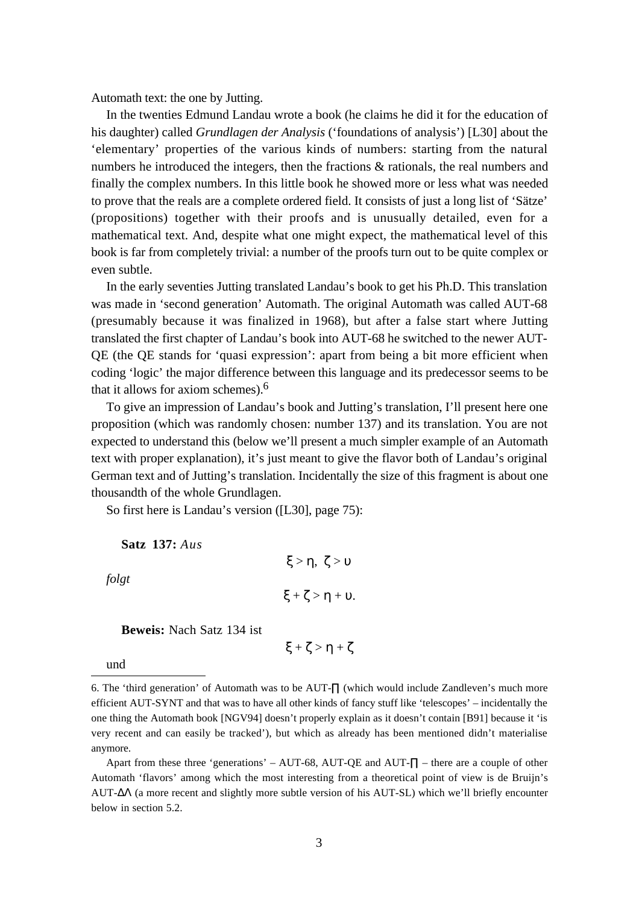Automath text: the one by Jutting.

In the twenties Edmund Landau wrote a book (he claims he did it for the education of his daughter) called *Grundlagen der Analysis* (‘foundations of analysis’) [L30] about the ‘elementary’ properties of the various kinds of numbers: starting from the natural numbers he introduced the integers, then the fractions & rationals, the real numbers and finally the complex numbers. In this little book he showed more or less what was needed to prove that the reals are a complete ordered field. It consists of just a long list of ‘Sätze’ (propositions) together with their proofs and is unusually detailed, even for a mathematical text. And, despite what one might expect, the mathematical level of this book is far from completely trivial: a number of the proofs turn out to be quite complex or even subtle.

In the early seventies Jutting translated Landau’s book to get his Ph.D. This translation was made in ‘second generation’ Automath. The original Automath was called AUT-68 (presumably because it was finalized in 1968), but after a false start where Jutting translated the first chapter of Landau’s book into AUT-68 he switched to the newer AUT-QE (the QE stands for ‘quasi expression’: apart from being a bit more efficient when coding ‘logic’ the major difference between this language and its predecessor seems to be that it allows for axiom schemes).[6]

To give an impression of Landau’s book and Jutting’s translation, I’ll present here one proposition (which was randomly chosen: number 137) and its translation. You are not expected to understand this (below we’ll present a much simpler example of an Automath text with proper explanation), it’s just meant to give the flavor both of Landau’s original German text and of Jutting’s translation. Incidentally the size of this fragment is about one thousandth of the whole Grundlagen.

So first here is Landau’s version ([L30], page 75):

**Satz 137:** *Aus*

$$\xi > \eta,\ \zeta > \upsilon$$

*folgt*

$$\xi + \zeta > \eta + \upsilon.$$

**Beweis:** Nach Satz 134 ist

$$\xi + \zeta > \eta + \zeta$$

und

---

6. The ‘third generation’ of Automath was to be AUT-∏ (which would include Zandleven’s much more efficient AUT-SYNT and that was to have all other kinds of fancy stuff like ‘telescopes’ – incidentally the one thing the Automath book [NGV94] doesn’t properly explain as it doesn’t contain [B91] because it ‘is very recent and can easily be tracked’), but which as already has been mentioned didn’t materialise anymore.

Apart from these three ‘generations’ – AUT-68, AUT-QE and AUT-∏ – there are a couple of other Automath ‘flavors’ among which the most interesting from a theoretical point of view is de Bruijn’s AUT-ΔΛ (a more recent and slightly more subtle version of his AUT-SL) which we’ll briefly encounter below in section 5.2.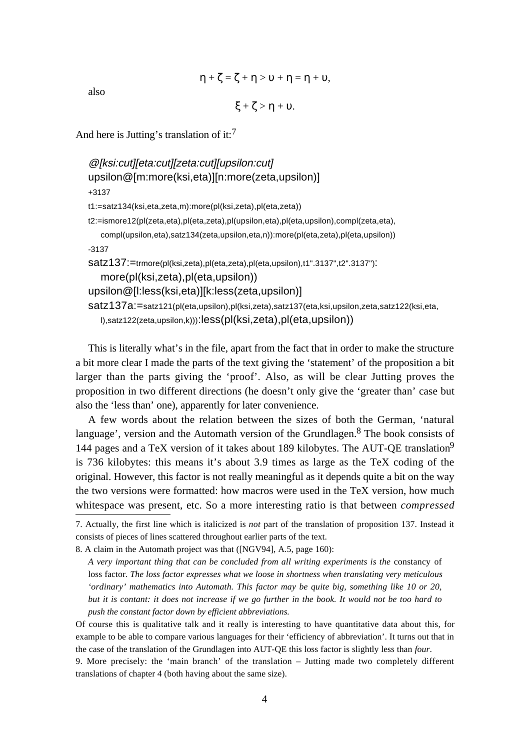$$\eta + \zeta = \zeta + \eta > \upsilon + \eta = \eta + \upsilon,$$

also

$$\xi + \zeta > \eta + \upsilon.$$

And here is Jutting's translation of it:[7]

```
@[ksi:cut][eta:cut][zeta:cut][upsilon:cut]
upsilon@[m:more(ksi,eta)][n:more(zeta,upsilon)]
+3137
t1:=satz134(ksi,eta,zeta,m):more(pl(ksi,zeta),pl(eta,zeta))
t2:=ismore12(pl(zeta,eta),pl(eta,zeta),pl(upsilon,eta),pl(eta,upsilon),compl(zeta,eta),
    compl(upsilon,eta),satz134(zeta,upsilon,eta,n)):more(pl(eta,zeta),pl(eta,upsilon))
-3137
satz137:=trmore(pl(ksi,zeta),pl(eta,zeta),pl(eta,upsilon),t1".3137",t2".3137"):
    more(pl(ksi,zeta),pl(eta,upsilon))
upsilon@[l:less(ksi,eta)][k:less(zeta,upsilon)]
satz137a:=satz121(pl(eta,upsilon),pl(ksi,zeta),satz137(eta,ksi,upsilon,zeta,satz122(ksi,eta,
    l),satz122(zeta,upsilon,k))):less(pl(ksi,zeta),pl(eta,upsilon))
```

This is literally what's in the file, apart from the fact that in order to make the structure a bit more clear I made the parts of the text giving the 'statement' of the proposition a bit larger than the parts giving the 'proof'. Also, as will be clear Jutting proves the proposition in two different directions (he doesn't only give the 'greater than' case but also the 'less than' one), apparently for later convenience.

A few words about the relation between the sizes of both the German, 'natural language', version and the Automath version of the Grundlagen.[8] The book consists of 144 pages and a TeX version of it takes about 189 kilobytes. The AUT-QE translation[9] is 736 kilobytes: this means it's about 3.9 times as large as the TeX coding of the original. However, this factor is not really meaningful as it depends quite a bit on the way the two versions were formatted: how macros were used in the TeX version, how much whitespace was present, etc. So a more interesting ratio is that between *compressed*

---

7. Actually, the first line which is italicized is *not* part of the translation of proposition 137. Instead it consists of pieces of lines scattered throughout earlier parts of the text.

8. A claim in the Automath project was that ([NGV94], A.5, page 160):

> *A very important thing that can be concluded from all writing experiments is the* constancy of loss factor. *The loss factor expresses what we loose in shortness when translating very meticulous 'ordinary' mathematics into Automath. This factor may be quite big, something like 10 or 20, but it is contant: it does not increase if we go further in the book. It would not be too hard to push the constant factor down by efficient abbreviations.*

Of course this is qualitative talk and it really is interesting to have quantitative data about this, for example to be able to compare various languages for their 'efficiency of abbreviation'. It turns out that in the case of the translation of the Grundlagen into AUT-QE this loss factor is slightly less than *four*.

9. More precisely: the 'main branch' of the translation – Jutting made two completely different translations of chapter 4 (both having about the same size).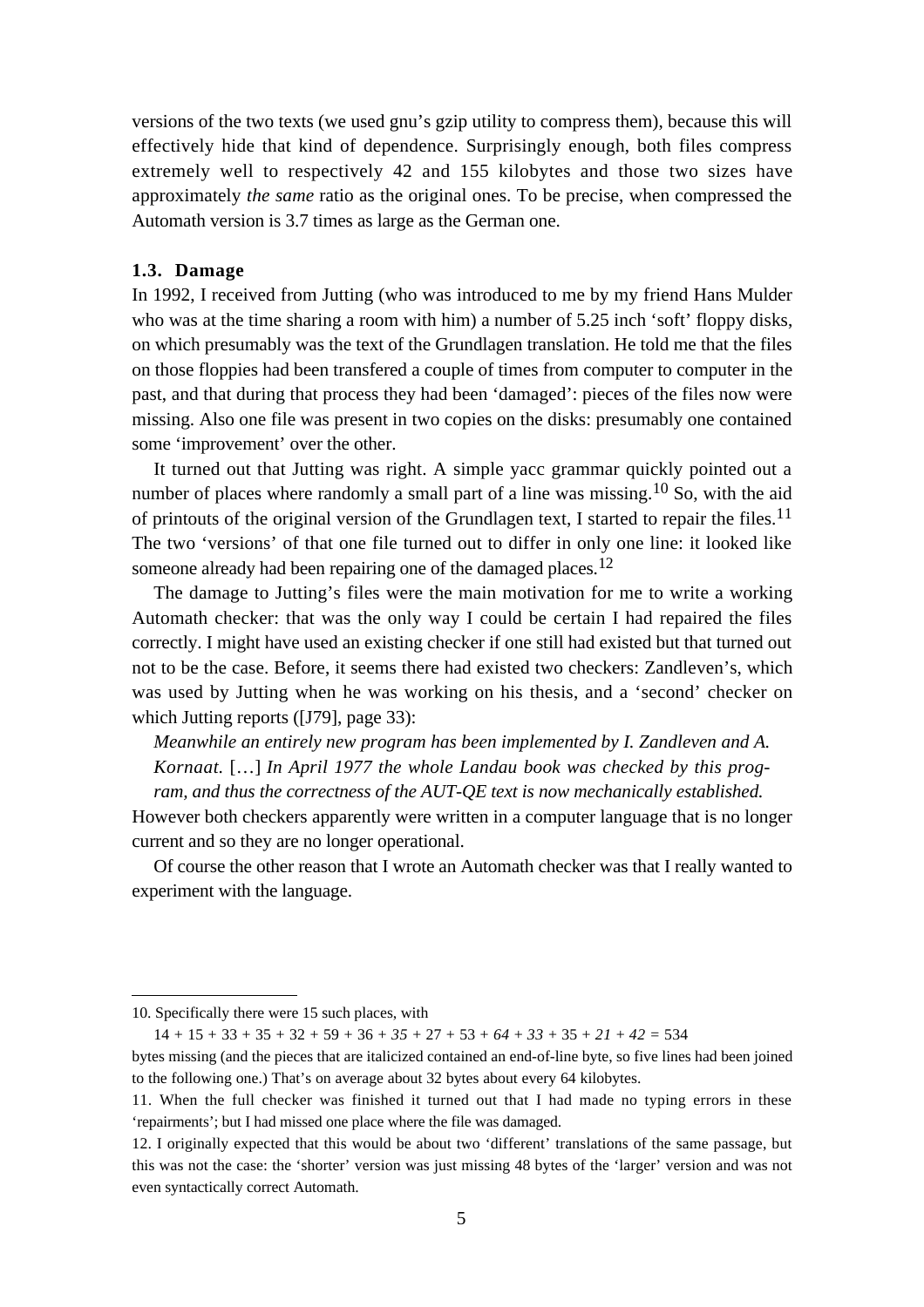versions of the two texts (we used gnu's gzip utility to compress them), because this will effectively hide that kind of dependence. Surprisingly enough, both files compress extremely well to respectively 42 and 155 kilobytes and those two sizes have approximately *the same* ratio as the original ones. To be precise, when compressed the Automath version is 3.7 times as large as the German one.

### 1.3. Damage

In 1992, I received from Jutting (who was introduced to me by my friend Hans Mulder who was at the time sharing a room with him) a number of 5.25 inch 'soft' floppy disks, on which presumably was the text of the Grundlagen translation. He told me that the files on those floppies had been transfered a couple of times from computer to computer in the past, and that during that process they had been 'damaged': pieces of the files now were missing. Also one file was present in two copies on the disks: presumably one contained some 'improvement' over the other.

It turned out that Jutting was right. A simple yacc grammar quickly pointed out a number of places where randomly a small part of a line was missing.[10] So, with the aid of printouts of the original version of the Grundlagen text, I started to repair the files.[11] The two 'versions' of that one file turned out to differ in only one line: it looked like someone already had been repairing one of the damaged places.[12]

The damage to Jutting's files were the main motivation for me to write a working Automath checker: that was the only way I could be certain I had repaired the files correctly. I might have used an existing checker if one still had existed but that turned out not to be the case. Before, it seems there had existed two checkers: Zandleven's, which was used by Jutting when he was working on his thesis, and a 'second' checker on which Jutting reports ([J79], page 33):

> *Meanwhile an entirely new program has been implemented by I. Zandleven and A. Kornaat.* […] *In April 1977 the whole Landau book was checked by this program, and thus the correctness of the AUT-QE text is now mechanically established.*

However both checkers apparently were written in a computer language that is no longer current and so they are no longer operational.

Of course the other reason that I wrote an Automath checker was that I really wanted to experiment with the language.

---

10. Specifically there were 15 such places, with

$$14 + 15 + 33 + 35 + 32 + 59 + 36 + \mathit{35} + 27 + 53 + \mathit{64} + \mathit{33} + 35 + \mathit{21} + \mathit{42} = 534$$

bytes missing (and the pieces that are italicized contained an end-of-line byte, so five lines had been joined to the following one.) That's on average about 32 bytes about every 64 kilobytes.

11. When the full checker was finished it turned out that I had made no typing errors in these 'repairments'; but I had missed one place where the file was damaged.

12. I originally expected that this would be about two 'different' translations of the same passage, but this was not the case: the 'shorter' version was just missing 48 bytes of the 'larger' version and was not even syntactically correct Automath.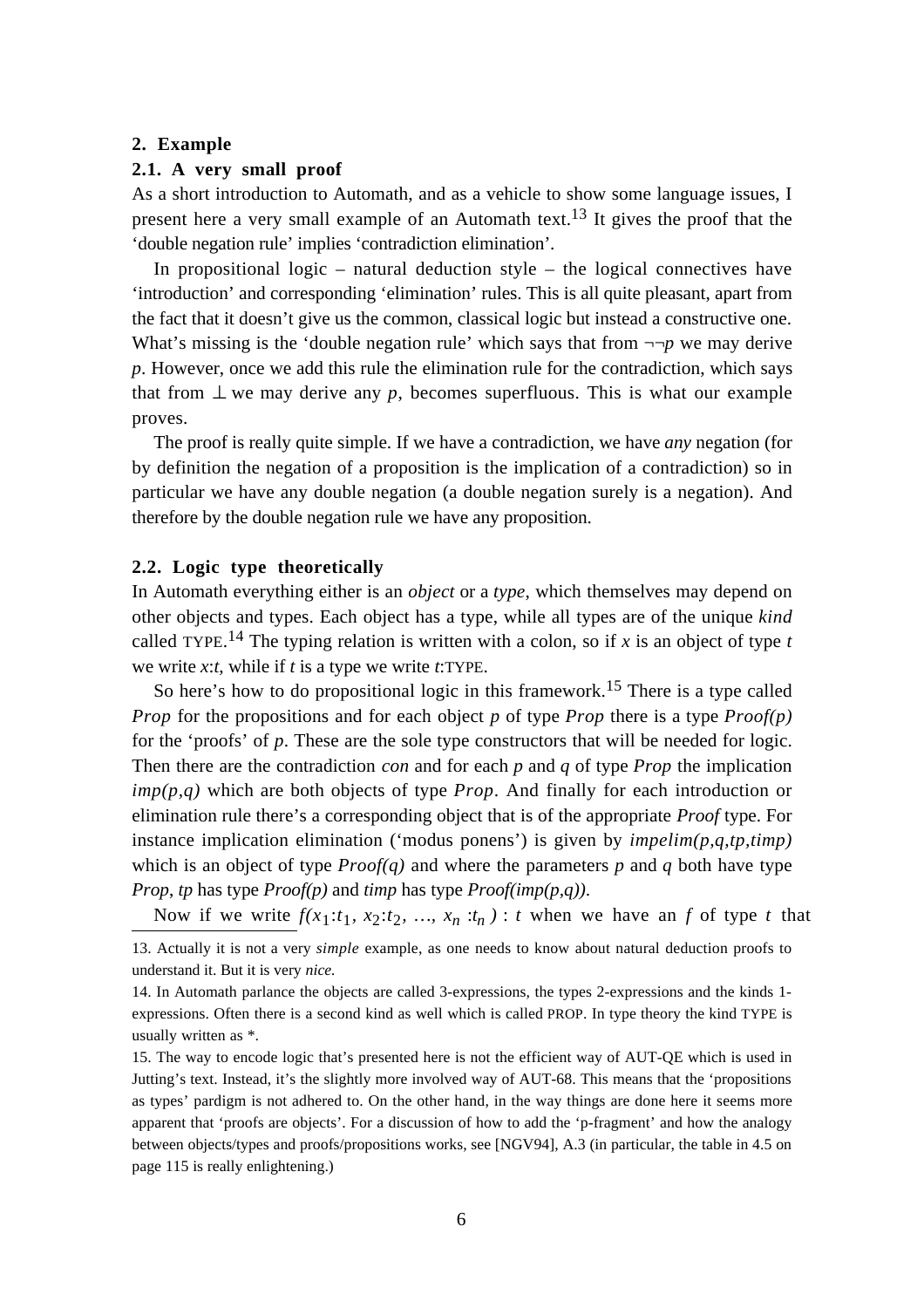## 2. Example

### 2.1. A very small proof

As a short introduction to Automath, and as a vehicle to show some language issues, I present here a very small example of an Automath text.[13] It gives the proof that the 'double negation rule' implies 'contradiction elimination'.

In propositional logic – natural deduction style – the logical connectives have 'introduction' and corresponding 'elimination' rules. This is all quite pleasant, apart from the fact that it doesn't give us the common, classical logic but instead a constructive one. What's missing is the 'double negation rule' which says that from $\neg\neg p$ we may derive $p$. However, once we add this rule the elimination rule for the contradiction, which says that from $\bot$ we may derive any $p$, becomes superfluous. This is what our example proves.

The proof is really quite simple. If we have a contradiction, we have *any* negation (for by definition the negation of a proposition is the implication of a contradiction) so in particular we have any double negation (a double negation surely is a negation). And therefore by the double negation rule we have any proposition.

### 2.2. Logic type theoretically

In Automath everything either is an *object* or a *type*, which themselves may depend on other objects and types. Each object has a type, while all types are of the unique *kind* called TYPE.[14] The typing relation is written with a colon, so if $x$ is an object of type $t$ we write $x$:$t$, while if $t$ is a type we write $t$:TYPE.

So here's how to do propositional logic in this framework.[15] There is a type called *Prop* for the propositions and for each object $p$ of type *Prop* there is a type *Proof(p)* for the 'proofs' of $p$. These are the sole type constructors that will be needed for logic. Then there are the contradiction *con* and for each $p$ and $q$ of type *Prop* the implication *imp(p,q)* which are both objects of type *Prop*. And finally for each introduction or elimination rule there's a corresponding object that is of the appropriate *Proof* type. For instance implication elimination ('modus ponens') is given by *impelim(p,q,tp,timp)* which is an object of type *Proof(q)* and where the parameters $p$ and $q$ both have type *Prop*, *tp* has type *Proof(p)* and *timp* has type *Proof(imp(p,q))*.

Now if we write $f(x_1{:}t_1,\, x_2{:}t_2,\, \ldots,\, x_n{:}t_n) : t$ when we have an $f$ of type $t$ that

---

13. Actually it is not a very *simple* example, as one needs to know about natural deduction proofs to understand it. But it is very *nice*.

14. In Automath parlance the objects are called 3-expressions, the types 2-expressions and the kinds 1-expressions. Often there is a second kind as well which is called PROP. In type theory the kind TYPE is usually written as *.

15. The way to encode logic that's presented here is not the efficient way of AUT-QE which is used in Jutting's text. Instead, it's the slightly more involved way of AUT-68. This means that the 'propositions as types' pardigm is not adhered to. On the other hand, in the way things are done here it seems more apparent that 'proofs are objects'. For a discussion of how to add the 'p-fragment' and how the analogy between objects/types and proofs/propositions works, see [NGV94], A.3 (in particular, the table in 4.5 on page 115 is really enlightening.)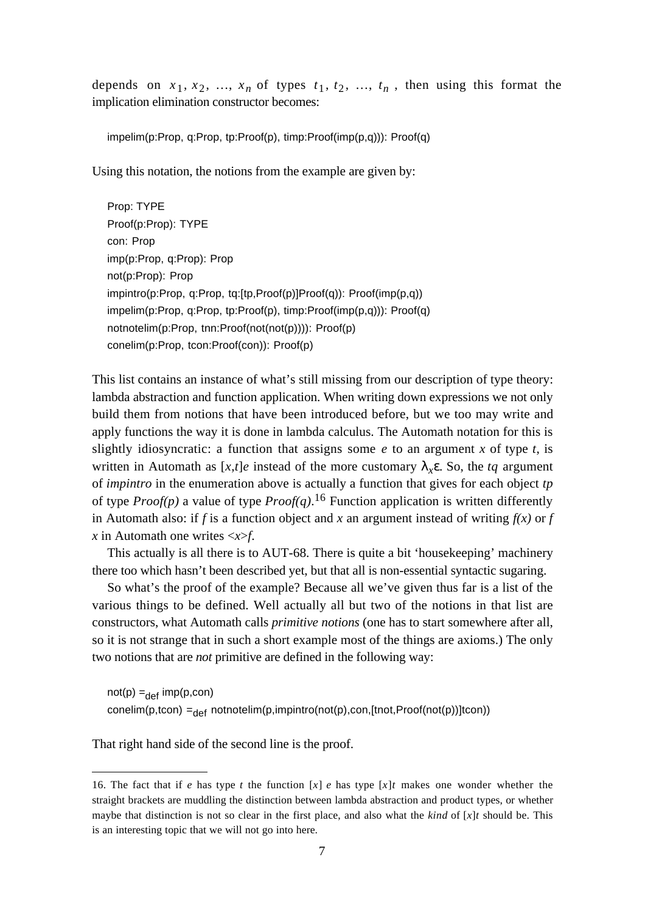depends on $x_1, x_2, \ldots, x_n$ of types $t_1, t_2, \ldots, t_n$, then using this format the implication elimination constructor becomes:

```
impelim(p:Prop, q:Prop, tp:Proof(p), timp:Proof(imp(p,q))): Proof(q)
```

Using this notation, the notions from the example are given by:

```
Prop: TYPE
Proof(p:Prop): TYPE
con: Prop
imp(p:Prop, q:Prop): Prop
not(p:Prop): Prop
impintro(p:Prop, q:Prop, tq:[tp,Proof(p)]Proof(q)): Proof(imp(p,q))
impelim(p:Prop, q:Prop, tp:Proof(p), timp:Proof(imp(p,q))): Proof(q)
notnotelim(p:Prop, tnn:Proof(not(not(p)))): Proof(p)
conelim(p:Prop, tcon:Proof(con)): Proof(p)
```

This list contains an instance of what's still missing from our description of type theory: lambda abstraction and function application. When writing down expressions we not only build them from notions that have been introduced before, but we too may write and apply functions the way it is done in lambda calculus. The Automath notation for this is slightly idiosyncratic: a function that assigns some *e* to an argument *x* of type *t*, is written in Automath as $[x,t]e$ instead of the more customary $\lambda_x \varepsilon$. So, the *tq* argument of *impintro* in the enumeration above is actually a function that gives for each object *tp* of type *Proof(p)* a value of type *Proof(q)*.[16] Function application is written differently in Automath also: if *f* is a function object and *x* an argument instead of writing *f(x)* or *f x* in Automath one writes *<x>f*.

This actually is all there is to AUT-68. There is quite a bit 'housekeeping' machinery there too which hasn't been described yet, but that all is non-essential syntactic sugaring.

So what's the proof of the example? Because all we've given thus far is a list of the various things to be defined. Well actually all but two of the notions in that list are constructors, what Automath calls *primitive notions* (one has to start somewhere after all, so it is not strange that in such a short example most of the things are axioms.) The only two notions that are *not* primitive are defined in the following way:

not(p) $=_{\text{def}}$ imp(p,con)
conelim(p,tcon) $=_{\text{def}}$ notnotelim(p,impintro(not(p),con,[tnot,Proof(not(p))]tcon))

That right hand side of the second line is the proof.

---

16. The fact that if *e* has type *t* the function $[x]\,e$ has type $[x]t$ makes one wonder whether the straight brackets are muddling the distinction between lambda abstraction and product types, or whether maybe that distinction is not so clear in the first place, and also what the *kind* of $[x]t$ should be. This is an interesting topic that we will not go into here.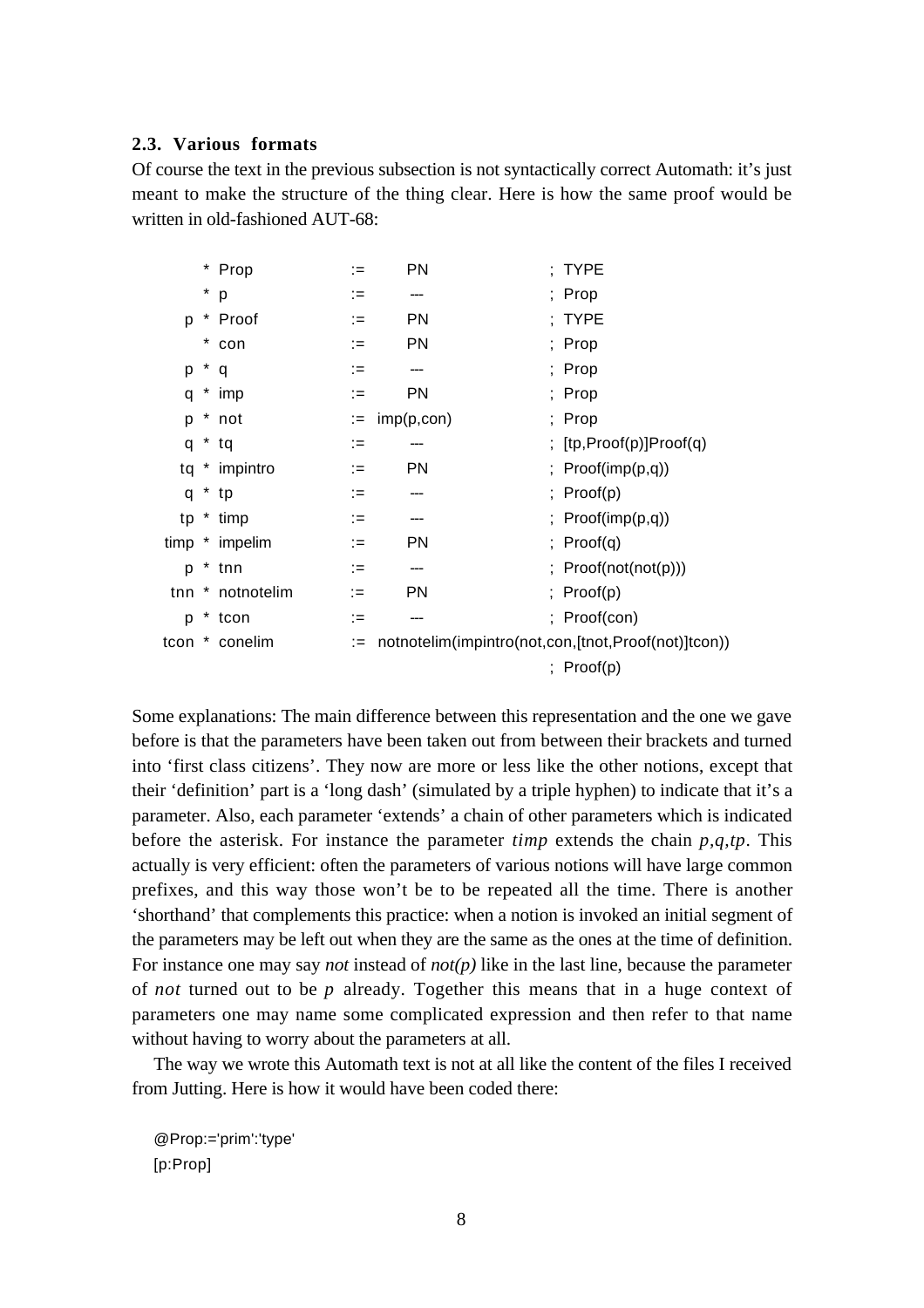### 2.3. Various formats

Of course the text in the previous subsection is not syntactically correct Automath: it's just meant to make the structure of the thing clear. Here is how the same proof would be written in old-fashioned AUT-68:

```
        * Prop        :=  PN          ; TYPE
        * p           :=  ---         ; Prop
      p * Proof       :=  PN          ; TYPE
        * con         :=  PN          ; Prop
      p * q           :=  ---         ; Prop
      q * imp         :=  PN          ; Prop
      p * not         :=  imp(p,con)  ; Prop
      q * tq          :=  ---         ; [tp,Proof(p)]Proof(q)
     tq * impintro    :=  PN          ; Proof(imp(p,q))
      q * tp          :=  ---         ; Proof(p)
     tp * timp        :=  ---         ; Proof(imp(p,q))
   timp * impelim     :=  PN          ; Proof(q)
      p * tnn         :=  ---         ; Proof(not(not(p)))
    tnn * notnotelim  :=  PN          ; Proof(p)
      p * tcon        :=  ---         ; Proof(con)
   tcon * conelim     :=  notnotelim(impintro(not,con,[tnot,Proof(not)]tcon))
                                      ; Proof(p)
```

Some explanations: The main difference between this representation and the one we gave before is that the parameters have been taken out from between their brackets and turned into 'first class citizens'. They now are more or less like the other notions, except that their 'definition' part is a 'long dash' (simulated by a triple hyphen) to indicate that it's a parameter. Also, each parameter 'extends' a chain of other parameters which is indicated before the asterisk. For instance the parameter *timp* extends the chain *p,q,tp*. This actually is very efficient: often the parameters of various notions will have large common prefixes, and this way those won't be to be repeated all the time. There is another 'shorthand' that complements this practice: when a notion is invoked an initial segment of the parameters may be left out when they are the same as the ones at the time of definition. For instance one may say *not* instead of *not(p)* like in the last line, because the parameter of *not* turned out to be *p* already. Together this means that in a huge context of parameters one may name some complicated expression and then refer to that name without having to worry about the parameters at all.

The way we wrote this Automath text is not at all like the content of the files I received from Jutting. Here is how it would have been coded there:

```
@Prop:='prim':'type'
[p:Prop]
```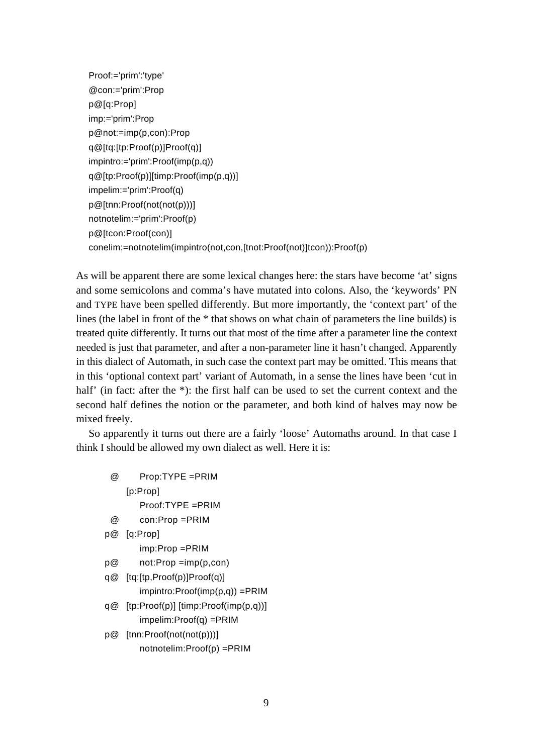```
Proof:='prim':'type'
@con:='prim':Prop
p@[q:Prop]
imp:='prim':Prop
p@not:=imp(p,con):Prop
q@[tq:[tp:Proof(p)]Proof(q)]
impintro:='prim':Proof(imp(p,q))
q@[tp:Proof(p)][timp:Proof(imp(p,q))]
impelim:='prim':Proof(q)
p@[tnn:Proof(not(not(p)))]
notnotelim:='prim':Proof(p)
p@[tcon:Proof(con)]
conelim:=notnotelim(impintro(not,con,[tnot:Proof(not)]tcon)):Proof(p)
```

As will be apparent there are some lexical changes here: the stars have become 'at' signs and some semicolons and comma's have mutated into colons. Also, the 'keywords' PN and TYPE have been spelled differently. But more importantly, the 'context part' of the lines (the label in front of the * that shows on what chain of parameters the line builds) is treated quite differently. It turns out that most of the time after a parameter line the context needed is just that parameter, and after a non-parameter line it hasn't changed. Apparently in this dialect of Automath, in such case the context part may be omitted. This means that in this 'optional context part' variant of Automath, in a sense the lines have been 'cut in half' (in fact: after the *): the first half can be used to set the current context and the second half defines the notion or the parameter, and both kind of halves may now be mixed freely.

So apparently it turns out there are a fairly 'loose' Automaths around. In that case I think I should be allowed my own dialect as well. Here it is:

```
 @       Prop:TYPE =PRIM
     [p:Prop]
         Proof:TYPE =PRIM
 @       con:Prop =PRIM
p@   [q:Prop]
         imp:Prop =PRIM
p@       not:Prop =imp(p,con)
q@   [tq:[tp,Proof(p)]Proof(q)]
         impintro:Proof(imp(p,q)) =PRIM
q@   [tp:Proof(p)] [timp:Proof(imp(p,q))]
         impelim:Proof(q) =PRIM
p@   [tnn:Proof(not(not(p)))]
         notnotelim:Proof(p) =PRIM
```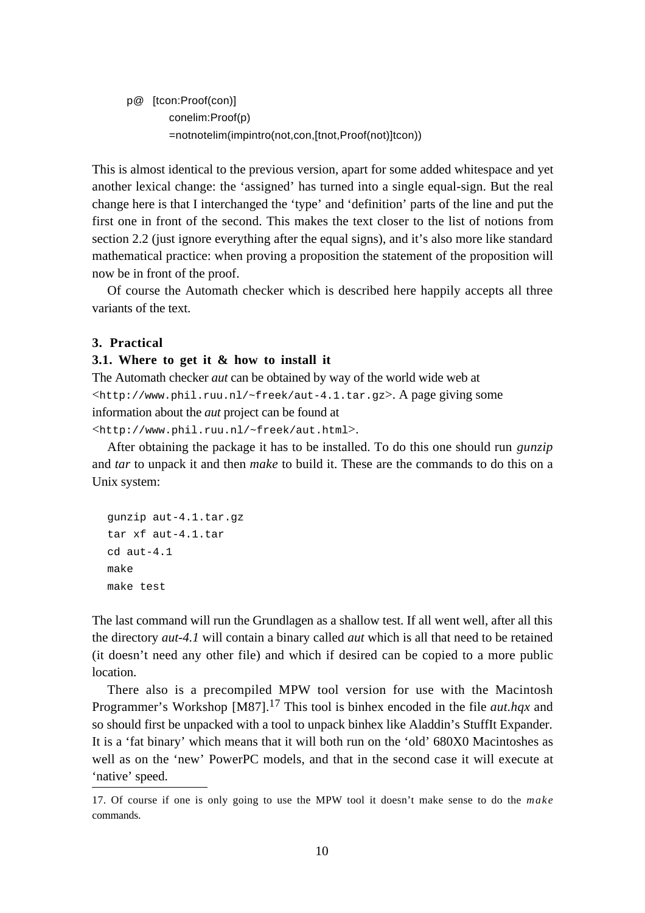```
p@   [tcon:Proof(con)]
         conelim:Proof(p)
         =notnotelim(impintro(not,con,[tnot,Proof(not)]tcon))
```

This is almost identical to the previous version, apart for some added whitespace and yet another lexical change: the 'assigned' has turned into a single equal-sign. But the real change here is that I interchanged the 'type' and 'definition' parts of the line and put the first one in front of the second. This makes the text closer to the list of notions from section 2.2 (just ignore everything after the equal signs), and it's also more like standard mathematical practice: when proving a proposition the statement of the proposition will now be in front of the proof.

Of course the Automath checker which is described here happily accepts all three variants of the text.

## 3. Practical

### 3.1. Where to get it & how to install it

The Automath checker *aut* can be obtained by way of the world wide web at <`http://www.phil.ruu.nl/~freek/aut-4.1.tar.gz`>. A page giving some information about the *aut* project can be found at <`http://www.phil.ruu.nl/~freek/aut.html`>.

After obtaining the package it has to be installed. To do this one should run *gunzip* and *tar* to unpack it and then *make* to build it. These are the commands to do this on a Unix system:

```
gunzip aut-4.1.tar.gz
tar xf aut-4.1.tar
cd aut-4.1
make
make test
```

The last command will run the Grundlagen as a shallow test. If all went well, after all this the directory *aut-4.1* will contain a binary called *aut* which is all that need to be retained (it doesn't need any other file) and which if desired can be copied to a more public location.

There also is a precompiled MPW tool version for use with the Macintosh Programmer's Workshop [M87].[17] This tool is binhex encoded in the file *aut.hqx* and so should first be unpacked with a tool to unpack binhex like Aladdin's StuffIt Expander. It is a 'fat binary' which means that it will both run on the 'old' 680X0 Macintoshes as well as on the 'new' PowerPC models, and that in the second case it will execute at 'native' speed.

17. Of course if one is only going to use the MPW tool it doesn't make sense to do the *make* commands.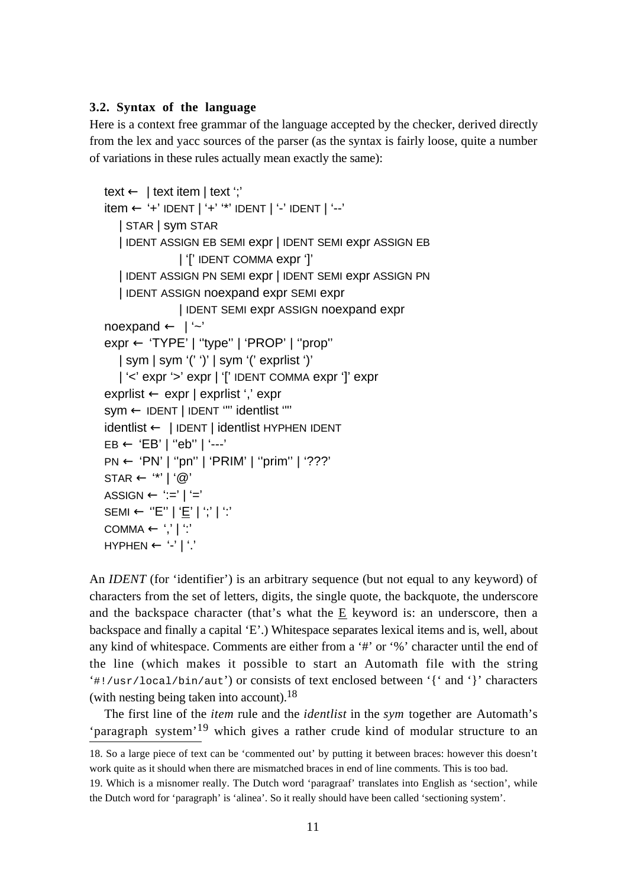### 3.2. Syntax of the language

Here is a context free grammar of the language accepted by the checker, derived directly from the lex and yacc sources of the parser (as the syntax is fairly loose, quite a number of variations in these rules actually mean exactly the same):

```
text ← | text item | text ‘;’
item ← ‘+’ IDENT | ‘+’ ‘*’ IDENT | ‘-’ IDENT | ‘--’
    | STAR | sym STAR
    | IDENT ASSIGN EB SEMI expr | IDENT SEMI expr ASSIGN EB
            | ‘[’ IDENT COMMA expr ‘]’
    | IDENT ASSIGN PN SEMI expr | IDENT SEMI expr ASSIGN PN
    | IDENT ASSIGN noexpand expr SEMI expr
            | IDENT SEMI expr ASSIGN noexpand expr
noexpand ← | ‘~’
expr ← ‘TYPE’ | ‘‘type’’ | ‘PROP’ | ‘‘prop’’
    | sym | sym ‘(’ ‘)’ | sym ‘(’ exprlist ‘)’
    | ‘<’ expr ‘>’ expr | ‘[’ IDENT COMMA expr ‘]’ expr
exprlist ← expr | exprlist ‘,’ expr
sym ← IDENT | IDENT ‘"’ identlist ‘"’
identlist ← | IDENT | identlist HYPHEN IDENT
EB ← ‘EB’ | ‘‘eb’’ | ‘---’
PN ← ‘PN’ | ‘‘pn’’ | ‘PRIM’ | ‘‘prim’’ | ‘???’
STAR ← ‘*’ | ‘@’
ASSIGN ← ‘:=’ | ‘=’
SEMI ← ‘‘E’’ | ‘E̲’ | ‘;’ | ‘:’
COMMA ← ‘,’ | ‘:’
HYPHEN ← ‘-’ | ‘.’
```

An *IDENT* (for ‘identifier’) is an arbitrary sequence (but not equal to any keyword) of characters from the set of letters, digits, the single quote, the backquote, the underscore and the backspace character (that’s what the E̲ keyword is: an underscore, then a backspace and finally a capital ‘E’.) Whitespace separates lexical items and is, well, about any kind of whitespace. Comments are either from a ‘#’ or ‘%’ character until the end of the line (which makes it possible to start an Automath file with the string ‘`#!/usr/local/bin/aut`’) or consists of text enclosed between ‘{‘ and ‘}’ characters (with nesting being taken into account).[18]

The first line of the *item* rule and the *identlist* in the *sym* together are Automath’s ‘paragraph system’[19] which gives a rather crude kind of modular structure to an

18. So a large piece of text can be ‘commented out’ by putting it between braces: however this doesn’t work quite as it should when there are mismatched braces in end of line comments. This is too bad.

19. Which is a misnomer really. The Dutch word ‘paragraaf’ translates into English as ‘section’, while the Dutch word for ‘paragraph’ is ‘alinea’. So it really should have been called ‘sectioning system’.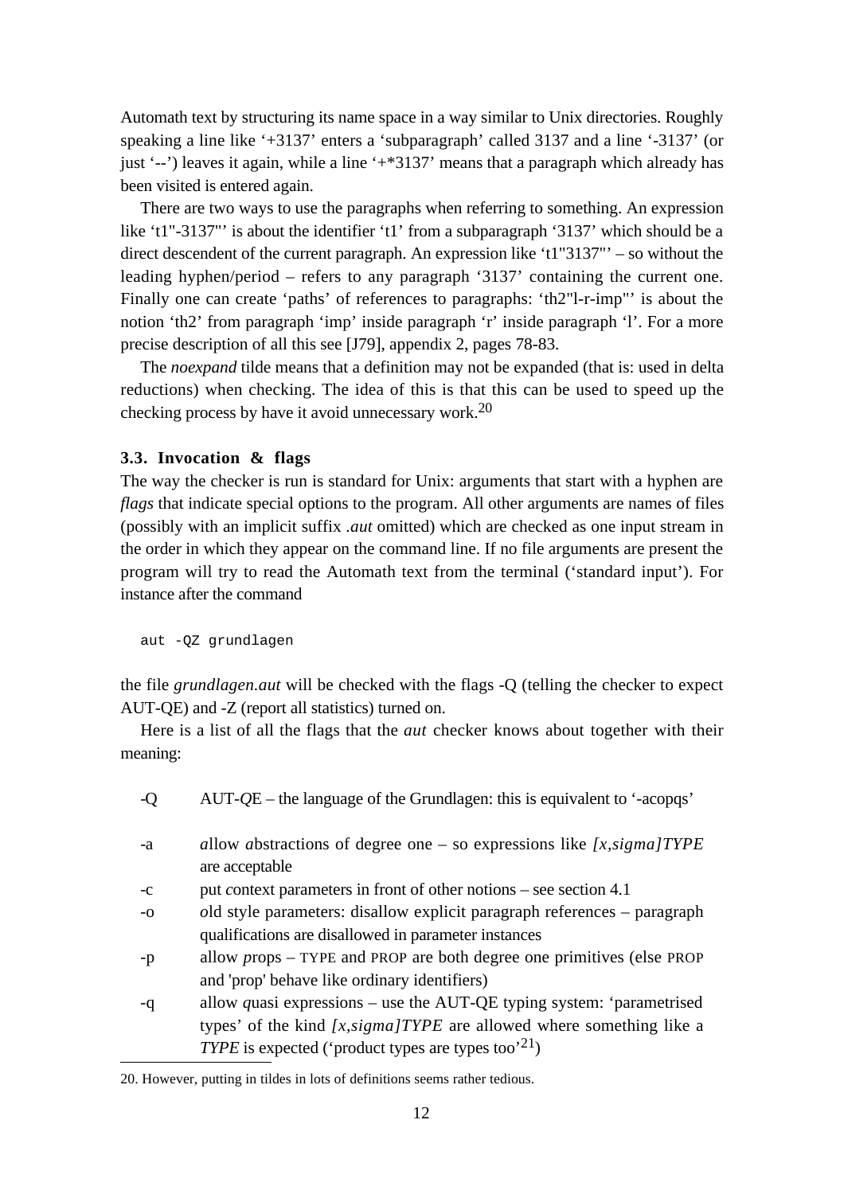Automath text by structuring its name space in a way similar to Unix directories. Roughly speaking a line like '+3137' enters a 'subparagraph' called 3137 and a line '-3137' (or just '--') leaves it again, while a line '+*3137' means that a paragraph which already has been visited is entered again.

There are two ways to use the paragraphs when referring to something. An expression like 't1"-3137"' is about the identifier 't1' from a subparagraph '3137' which should be a direct descendent of the current paragraph. An expression like 't1"3137"' – so without the leading hyphen/period – refers to any paragraph '3137' containing the current one. Finally one can create 'paths' of references to paragraphs: 'th2"l-r-imp"' is about the notion 'th2' from paragraph 'imp' inside paragraph 'r' inside paragraph 'l'. For a more precise description of all this see [J79], appendix 2, pages 78-83.

The *noexpand* tilde means that a definition may not be expanded (that is: used in delta reductions) when checking. The idea of this is that this can be used to speed up the checking process by have it avoid unnecessary work.[20]

### 3.3. Invocation & flags

The way the checker is run is standard for Unix: arguments that start with a hyphen are *flags* that indicate special options to the program. All other arguments are names of files (possibly with an implicit suffix *.aut* omitted) which are checked as one input stream in the order in which they appear on the command line. If no file arguments are present the program will try to read the Automath text from the terminal ('standard input'). For instance after the command

```
aut -QZ grundlagen
```

the file *grundlagen.aut* will be checked with the flags -Q (telling the checker to expect AUT-QE) and -Z (report all statistics) turned on.

Here is a list of all the flags that the *aut* checker knows about together with their meaning:

- -Q   AUT-*Q*E – the language of the Grundlagen: this is equivalent to '-acopqs'
- -a   *a*llow *a*bstractions of degree one – so expressions like *[x,sigma]TYPE* are acceptable
- -c   put *c*ontext parameters in front of other notions – see section 4.1
- -o   *o*ld style parameters: disallow explicit paragraph references – paragraph qualifications are disallowed in parameter instances
- -p   allow *p*rops – TYPE and PROP are both degree one primitives (else PROP and 'prop' behave like ordinary identifiers)
- -q   allow *q*uasi expressions – use the AUT-QE typing system: 'parametrised types' of the kind *[x,sigma]TYPE* are allowed where something like a *TYPE* is expected ('product types are types too'[21])

20. However, putting in tildes in lots of definitions seems rather tedious.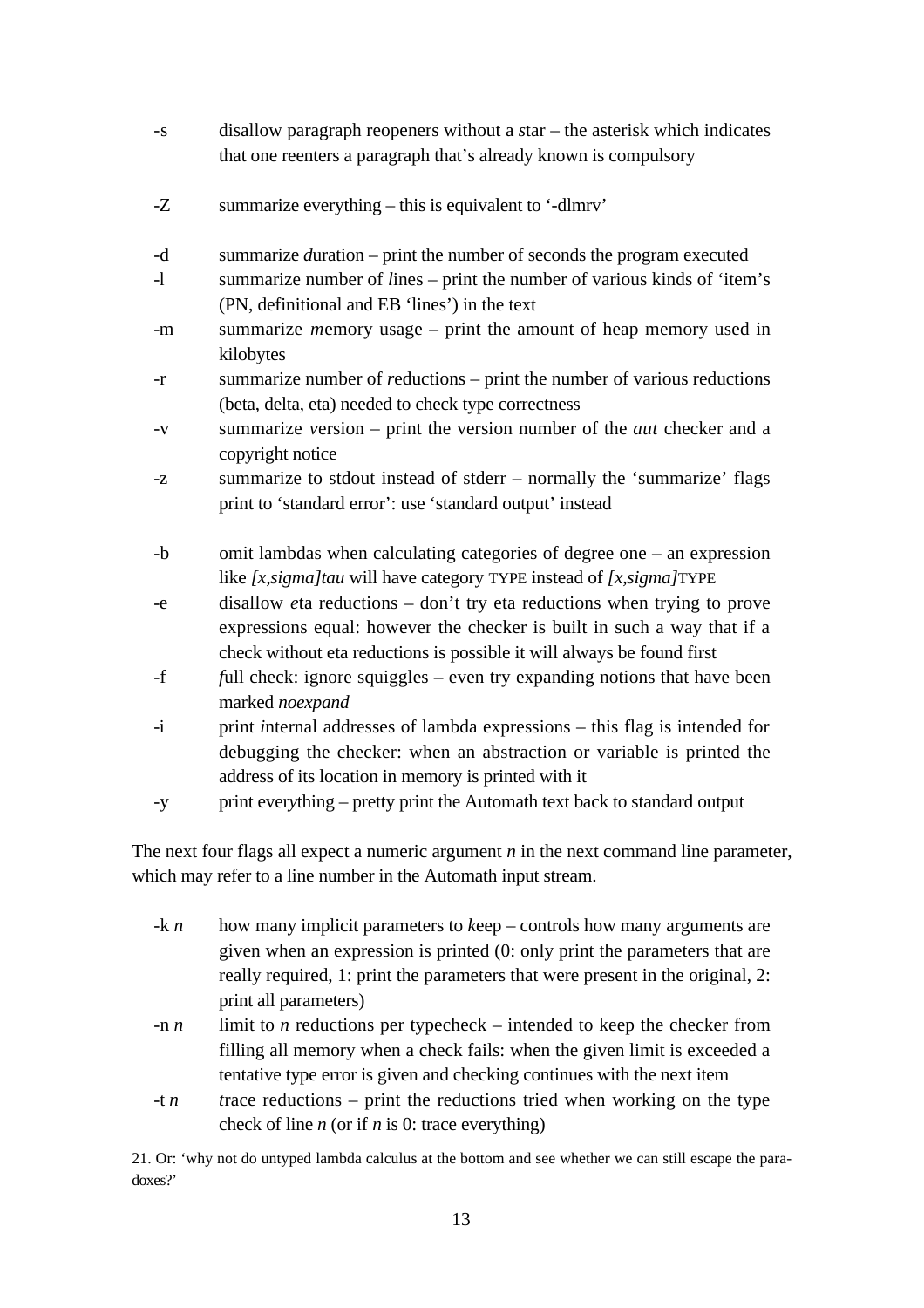-s disallow paragraph reopeners without a *s*tar – the asterisk which indicates that one reenters a paragraph that's already known is compulsory

-Z summarize everything – this is equivalent to '-dlmrv'

-d summarize *d*uration – print the number of seconds the program executed

-l summarize number of *l*ines – print the number of various kinds of 'item's (PN, definitional and EB 'lines') in the text

-m summarize *m*emory usage – print the amount of heap memory used in kilobytes

-r summarize number of *r*eductions – print the number of various reductions (beta, delta, eta) needed to check type correctness

-v summarize *v*ersion – print the version number of the *aut* checker and a copyright notice

-z summarize to stdout instead of stderr – normally the 'summarize' flags print to 'standard error': use 'standard output' instead

-b omit lambdas when calculating categories of degree one – an expression like *[x,sigma]tau* will have category TYPE instead of *[x,sigma]*TYPE

-e disallow *e*ta reductions – don't try eta reductions when trying to prove expressions equal: however the checker is built in such a way that if a check without eta reductions is possible it will always be found first

-f *f*ull check: ignore squiggles – even try expanding notions that have been marked *noexpand*

-i print *i*nternal addresses of lambda expressions – this flag is intended for debugging the checker: when an abstraction or variable is printed the address of its location in memory is printed with it

-y print ever*y*thing – pretty print the Automath text back to standard output

The next four flags all expect a numeric argument *n* in the next command line parameter, which may refer to a line number in the Automath input stream.

-k *n* how many implicit parameters to *k*eep – controls how many arguments are given when an expression is printed (0: only print the parameters that are really required, 1: print the parameters that were present in the original, 2: print all parameters)

-n *n* limit to *n* reductions per typecheck – intended to keep the checker from filling all memory when a check fails: when the given limit is exceeded a tentative type error is given and checking continues with the next item

-t *n* *t*race reductions – print the reductions tried when working on the type check of line *n* (or if *n* is 0: trace everything)

---

21. Or: 'why not do untyped lambda calculus at the bottom and see whether we can still escape the paradoxes?'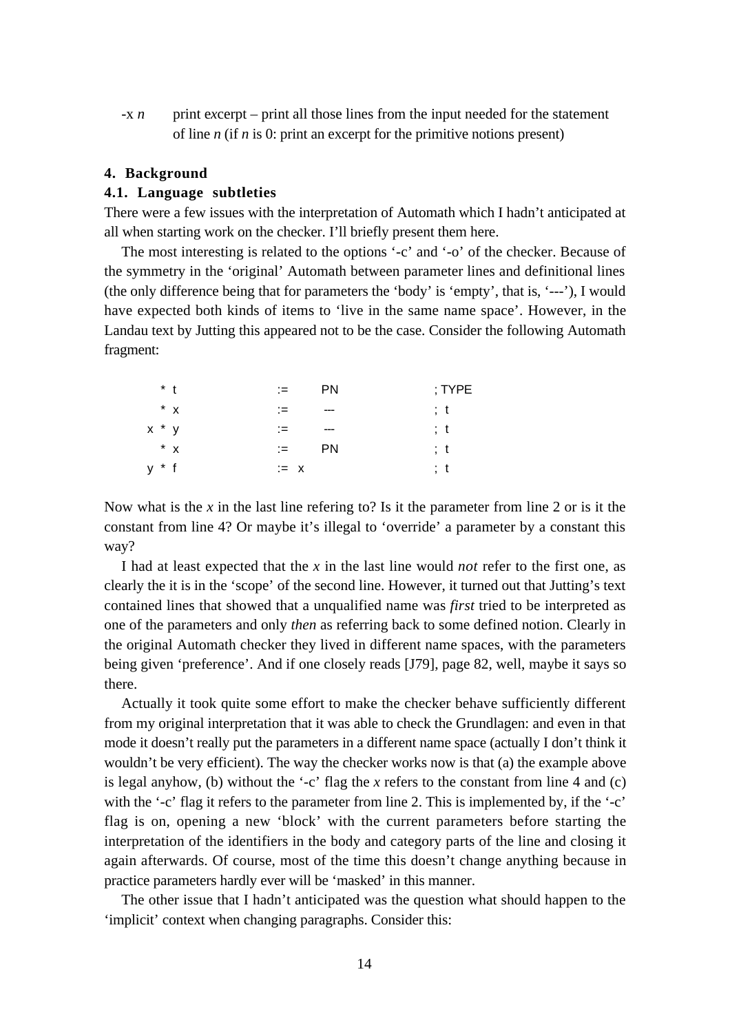-x *n* print excerpt – print all those lines from the input needed for the statement of line *n* (if *n* is 0: print an excerpt for the primitive notions present)

## 4. Background

### 4.1. Language subtleties

There were a few issues with the interpretation of Automath which I hadn't anticipated at all when starting work on the checker. I'll briefly present them here.

The most interesting is related to the options '-c' and '-o' of the checker. Because of the symmetry in the 'original' Automath between parameter lines and definitional lines (the only difference being that for parameters the 'body' is 'empty', that is, '---'), I would have expected both kinds of items to 'live in the same name space'. However, in the Landau text by Jutting this appeared not to be the case. Consider the following Automath fragment:

```
    * t        :=   PN      ; TYPE
    * x        :=   ---     ;  t
  x * y        :=   ---     ;  t
    * x        :=   PN      ;  t
  y * f        :=  x        ;  t
```

Now what is the *x* in the last line refering to? Is it the parameter from line 2 or is it the constant from line 4? Or maybe it's illegal to 'override' a parameter by a constant this way?

I had at least expected that the *x* in the last line would *not* refer to the first one, as clearly the it is in the 'scope' of the second line. However, it turned out that Jutting's text contained lines that showed that a unqualified name was *first* tried to be interpreted as one of the parameters and only *then* as referring back to some defined notion. Clearly in the original Automath checker they lived in different name spaces, with the parameters being given 'preference'. And if one closely reads [J79], page 82, well, maybe it says so there.

Actually it took quite some effort to make the checker behave sufficiently different from my original interpretation that it was able to check the Grundlagen: and even in that mode it doesn't really put the parameters in a different name space (actually I don't think it wouldn't be very efficient). The way the checker works now is that (a) the example above is legal anyhow, (b) without the '-c' flag the *x* refers to the constant from line 4 and (c) with the '-c' flag it refers to the parameter from line 2. This is implemented by, if the '-c' flag is on, opening a new 'block' with the current parameters before starting the interpretation of the identifiers in the body and category parts of the line and closing it again afterwards. Of course, most of the time this doesn't change anything because in practice parameters hardly ever will be 'masked' in this manner.

The other issue that I hadn't anticipated was the question what should happen to the 'implicit' context when changing paragraphs. Consider this: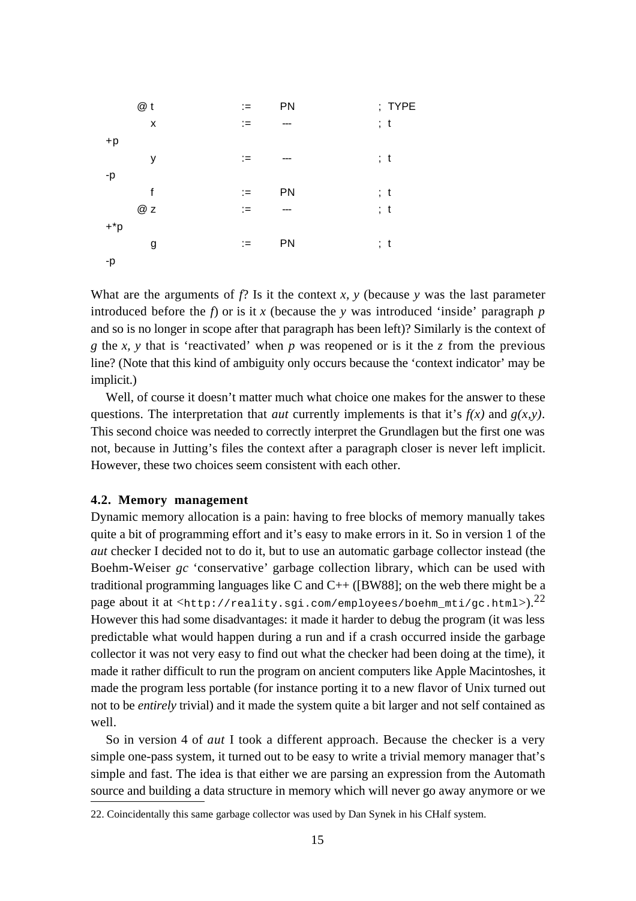```
      @ t             :=    PN          ; TYPE
        x             :=    ---         ; t
+p
        y             :=    ---         ; t
-p
        f             :=    PN          ; t
      @ z             :=    ---         ; t
+*p
        g             :=    PN          ; t
-p
```

What are the arguments of *f*? Is it the context *x, y* (because *y* was the last parameter introduced before the *f*) or is it *x* (because the *y* was introduced 'inside' paragraph *p* and so is no longer in scope after that paragraph has been left)? Similarly is the context of *g* the *x, y* that is 'reactivated' when *p* was reopened or is it the *z* from the previous line? (Note that this kind of ambiguity only occurs because the 'context indicator' may be implicit.)

Well, of course it doesn't matter much what choice one makes for the answer to these questions. The interpretation that *aut* currently implements is that it's *f(x)* and *g(x,y)*. This second choice was needed to correctly interpret the Grundlagen but the first one was not, because in Jutting's files the context after a paragraph closer is never left implicit. However, these two choices seem consistent with each other.

### 4.2. Memory management

Dynamic memory allocation is a pain: having to free blocks of memory manually takes quite a bit of programming effort and it's easy to make errors in it. So in version 1 of the *aut* checker I decided not to do it, but to use an automatic garbage collector instead (the Boehm-Weiser *gc* 'conservative' garbage collection library, which can be used with traditional programming languages like C and C++ ([BW88]; on the web there might be a page about it at <`http://reality.sgi.com/employees/boehm_mti/gc.html`>).[22] However this had some disadvantages: it made it harder to debug the program (it was less predictable what would happen during a run and if a crash occurred inside the garbage collector it was not very easy to find out what the checker had been doing at the time), it made it rather difficult to run the program on ancient computers like Apple Macintoshes, it made the program less portable (for instance porting it to a new flavor of Unix turned out not to be *entirely* trivial) and it made the system quite a bit larger and not self contained as well.

So in version 4 of *aut* I took a different approach. Because the checker is a very simple one-pass system, it turned out to be easy to write a trivial memory manager that's simple and fast. The idea is that either we are parsing an expression from the Automath source and building a data structure in memory which will never go away anymore or we

22. Coincidentally this same garbage collector was used by Dan Synek in his CHalf system.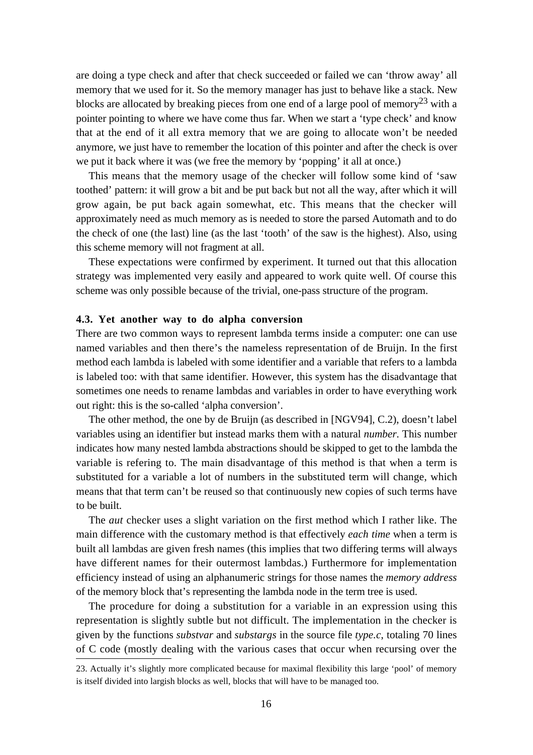are doing a type check and after that check succeeded or failed we can 'throw away' all memory that we used for it. So the memory manager has just to behave like a stack. New blocks are allocated by breaking pieces from one end of a large pool of memory[23] with a pointer pointing to where we have come thus far. When we start a 'type check' and know that at the end of it all extra memory that we are going to allocate won't be needed anymore, we just have to remember the location of this pointer and after the check is over we put it back where it was (we free the memory by 'popping' it all at once.)

This means that the memory usage of the checker will follow some kind of 'saw toothed' pattern: it will grow a bit and be put back but not all the way, after which it will grow again, be put back again somewhat, etc. This means that the checker will approximately need as much memory as is needed to store the parsed Automath and to do the check of one (the last) line (as the last 'tooth' of the saw is the highest). Also, using this scheme memory will not fragment at all.

These expectations were confirmed by experiment. It turned out that this allocation strategy was implemented very easily and appeared to work quite well. Of course this scheme was only possible because of the trivial, one-pass structure of the program.

### 4.3. Yet another way to do alpha conversion

There are two common ways to represent lambda terms inside a computer: one can use named variables and then there's the nameless representation of de Bruijn. In the first method each lambda is labeled with some identifier and a variable that refers to a lambda is labeled too: with that same identifier. However, this system has the disadvantage that sometimes one needs to rename lambdas and variables in order to have everything work out right: this is the so-called 'alpha conversion'.

The other method, the one by de Bruijn (as described in [NGV94], C.2), doesn't label variables using an identifier but instead marks them with a natural *number.* This number indicates how many nested lambda abstractions should be skipped to get to the lambda the variable is refering to. The main disadvantage of this method is that when a term is substituted for a variable a lot of numbers in the substituted term will change, which means that that term can't be reused so that continuously new copies of such terms have to be built.

The *aut* checker uses a slight variation on the first method which I rather like. The main difference with the customary method is that effectively *each time* when a term is built all lambdas are given fresh names (this implies that two differing terms will always have different names for their outermost lambdas.) Furthermore for implementation efficiency instead of using an alphanumeric strings for those names the *memory address* of the memory block that's representing the lambda node in the term tree is used.

The procedure for doing a substitution for a variable in an expression using this representation is slightly subtle but not difficult. The implementation in the checker is given by the functions *substvar* and *substargs* in the source file *type.c*, totaling 70 lines of C code (mostly dealing with the various cases that occur when recursing over the

23. Actually it's slightly more complicated because for maximal flexibility this large 'pool' of memory is itself divided into largish blocks as well, blocks that will have to be managed too.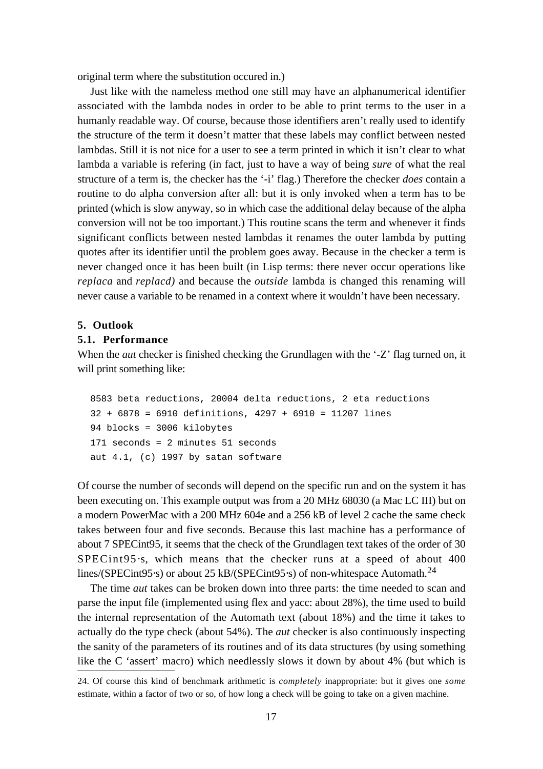original term where the substitution occured in.)

Just like with the nameless method one still may have an alphanumerical identifier associated with the lambda nodes in order to be able to print terms to the user in a humanly readable way. Of course, because those identifiers aren't really used to identify the structure of the term it doesn't matter that these labels may conflict between nested lambdas. Still it is not nice for a user to see a term printed in which it isn't clear to what lambda a variable is refering (in fact, just to have a way of being *sure* of what the real structure of a term is, the checker has the '-i' flag.) Therefore the checker *does* contain a routine to do alpha conversion after all: but it is only invoked when a term has to be printed (which is slow anyway, so in which case the additional delay because of the alpha conversion will not be too important.) This routine scans the term and whenever it finds significant conflicts between nested lambdas it renames the outer lambda by putting quotes after its identifier until the problem goes away. Because in the checker a term is never changed once it has been built (in Lisp terms: there never occur operations like *replaca* and *replacd)* and because the *outside* lambda is changed this renaming will never cause a variable to be renamed in a context where it wouldn't have been necessary.

### 5. Outlook

#### 5.1. Performance

When the *aut* checker is finished checking the Grundlagen with the '-Z' flag turned on, it will print something like:

```
8583 beta reductions, 20004 delta reductions, 2 eta reductions
32 + 6878 = 6910 definitions, 4297 + 6910 = 11207 lines
94 blocks = 3006 kilobytes
171 seconds = 2 minutes 51 seconds
aut 4.1, (c) 1997 by satan software
```

Of course the number of seconds will depend on the specific run and on the system it has been executing on. This example output was from a 20 MHz 68030 (a Mac LC III) but on a modern PowerMac with a 200 MHz 604e and a 256 kB of level 2 cache the same check takes between four and five seconds. Because this last machine has a performance of about 7 SPECint95, it seems that the check of the Grundlagen text takes of the order of 30 SPECint95·s, which means that the checker runs at a speed of about 400 lines/(SPECint95·s) or about 25 kB/(SPECint95·s) of non-whitespace Automath.[24]

The time *aut* takes can be broken down into three parts: the time needed to scan and parse the input file (implemented using flex and yacc: about 28%), the time used to build the internal representation of the Automath text (about 18%) and the time it takes to actually do the type check (about 54%). The *aut* checker is also continuously inspecting the sanity of the parameters of its routines and of its data structures (by using something like the C 'assert' macro) which needlessly slows it down by about 4% (but which is

24. Of course this kind of benchmark arithmetic is *completely* inappropriate: but it gives one *some* estimate, within a factor of two or so, of how long a check will be going to take on a given machine.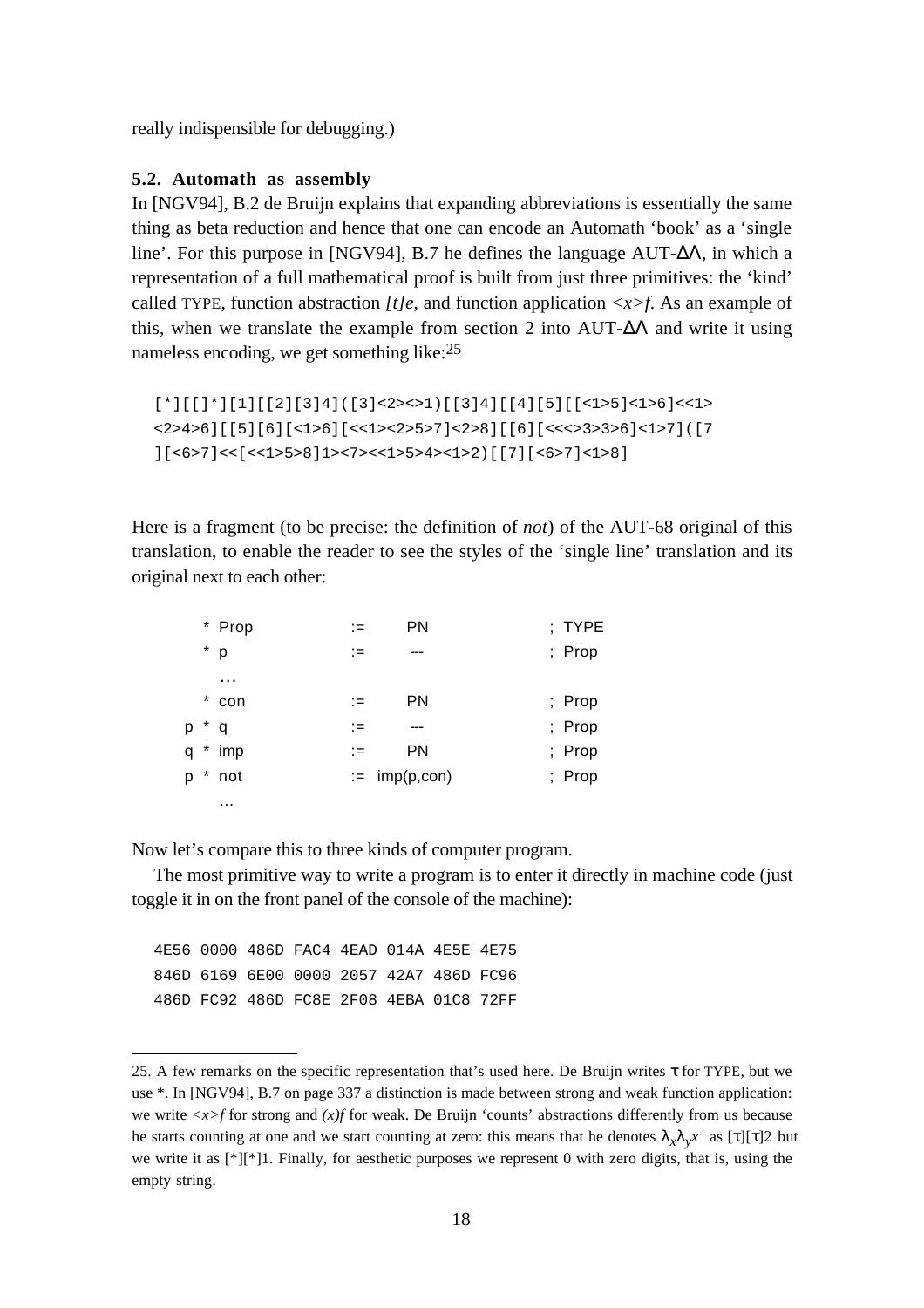really indispensible for debugging.)

### 5.2. Automath as assembly

In [NGV94], B.2 de Bruijn explains that expanding abbreviations is essentially the same thing as beta reduction and hence that one can encode an Automath 'book' as a 'single line'. For this purpose in [NGV94], B.7 he defines the language AUT-ΔΛ, in which a representation of a full mathematical proof is built from just three primitives: the 'kind' called TYPE, function abstraction *[t]e*, and function application *<x>f*. As an example of this, when we translate the example from section 2 into AUT-ΔΛ and write it using nameless encoding, we get something like:[25]

```
[*][[]*][1][[2][3]4]([3]<2><>1)[[3]4][[4][5][[<1>5]<1>6]<<1>
<2>4>6][[5][6][<1>6][<<1><2>5>7]<2>8][[6][<<<>3>3>6]<1>7]([7
][<6>7]<<[<<1>5>8]1><7><<1>5>4><1>2)[[7][<6>7]<1>8]
```

Here is a fragment (to be precise: the definition of *not*) of the AUT-68 original of this translation, to enable the reader to see the styles of the 'single line' translation and its original next to each other:

```
      * Prop        :=    PN           ; TYPE
      * p           :=    ---          ; Prop
        ...
      * con         :=    PN           ; Prop
    p * q           :=    ---          ; Prop
    q * imp         :=    PN           ; Prop
    p * not         :=  imp(p,con)     ; Prop
        ...
```

Now let's compare this to three kinds of computer program.

The most primitive way to write a program is to enter it directly in machine code (just toggle it in on the front panel of the console of the machine):

```
4E56 0000 486D FAC4 4EAD 014A 4E5E 4E75
846D 6169 6E00 0000 2057 42A7 486D FC96
486D FC92 486D FC8E 2F08 4EBA 01C8 72FF
```

---

25. A few remarks on the specific representation that's used here. De Bruijn writes τ for TYPE, but we use *. In [NGV94], B.7 on page 337 a distinction is made between strong and weak function application: we write *<x>f* for strong and *(x)f* for weak. De Bruijn 'counts' abstractions differently from us because he starts counting at one and we start counting at zero: this means that he denotes $\lambda_x \lambda_y x$ as [τ][τ]2 but we write it as [*][*]1. Finally, for aesthetic purposes we represent 0 with zero digits, that is, using the empty string.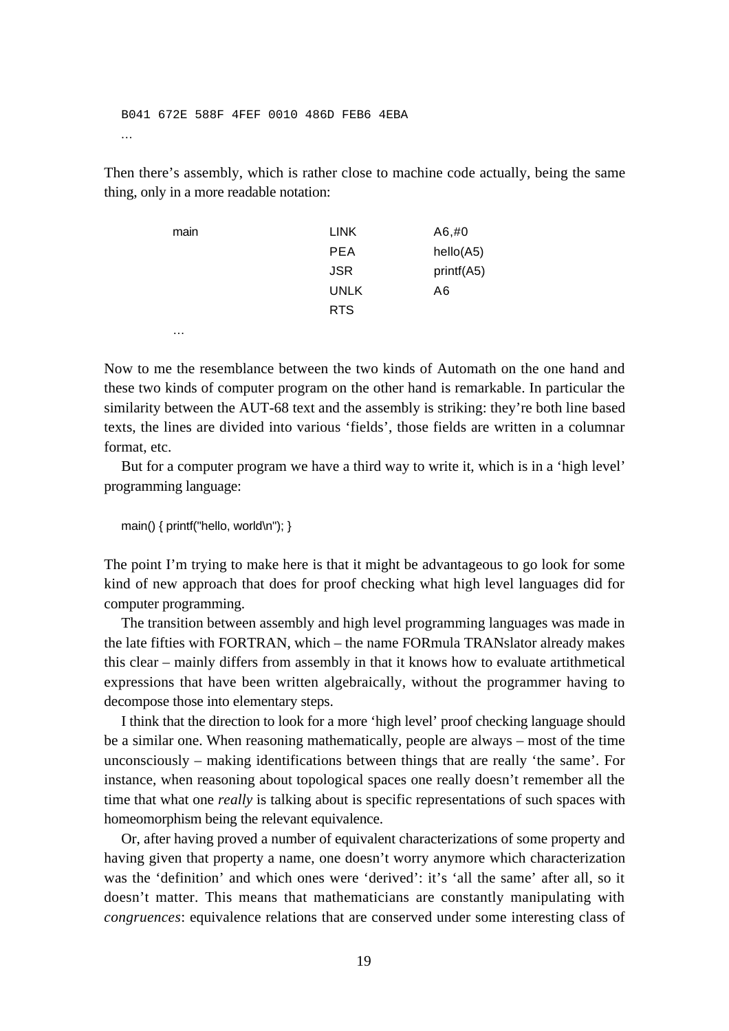```
B041 672E 588F 4FEF 0010 486D FEB6 4EBA
…
```

Then there's assembly, which is rather close to machine code actually, being the same thing, only in a more readable notation:

```
main        LINK    A6,#0
            PEA     hello(A5)
            JSR     printf(A5)
            UNLK    A6
            RTS
…
```

Now to me the resemblance between the two kinds of Automath on the one hand and these two kinds of computer program on the other hand is remarkable. In particular the similarity between the AUT-68 text and the assembly is striking: they're both line based texts, the lines are divided into various 'fields', those fields are written in a columnar format, etc.

But for a computer program we have a third way to write it, which is in a 'high level' programming language:

```
main() { printf("hello, world\n"); }
```

The point I'm trying to make here is that it might be advantageous to go look for some kind of new approach that does for proof checking what high level languages did for computer programming.

The transition between assembly and high level programming languages was made in the late fifties with FORTRAN, which – the name FORmula TRANslator already makes this clear – mainly differs from assembly in that it knows how to evaluate artithmetical expressions that have been written algebraically, without the programmer having to decompose those into elementary steps.

I think that the direction to look for a more 'high level' proof checking language should be a similar one. When reasoning mathematically, people are always – most of the time unconsciously – making identifications between things that are really 'the same'. For instance, when reasoning about topological spaces one really doesn't remember all the time that what one *really* is talking about is specific representations of such spaces with homeomorphism being the relevant equivalence.

Or, after having proved a number of equivalent characterizations of some property and having given that property a name, one doesn't worry anymore which characterization was the 'definition' and which ones were 'derived': it's 'all the same' after all, so it doesn't matter. This means that mathematicians are constantly manipulating with *congruences*: equivalence relations that are conserved under some interesting class of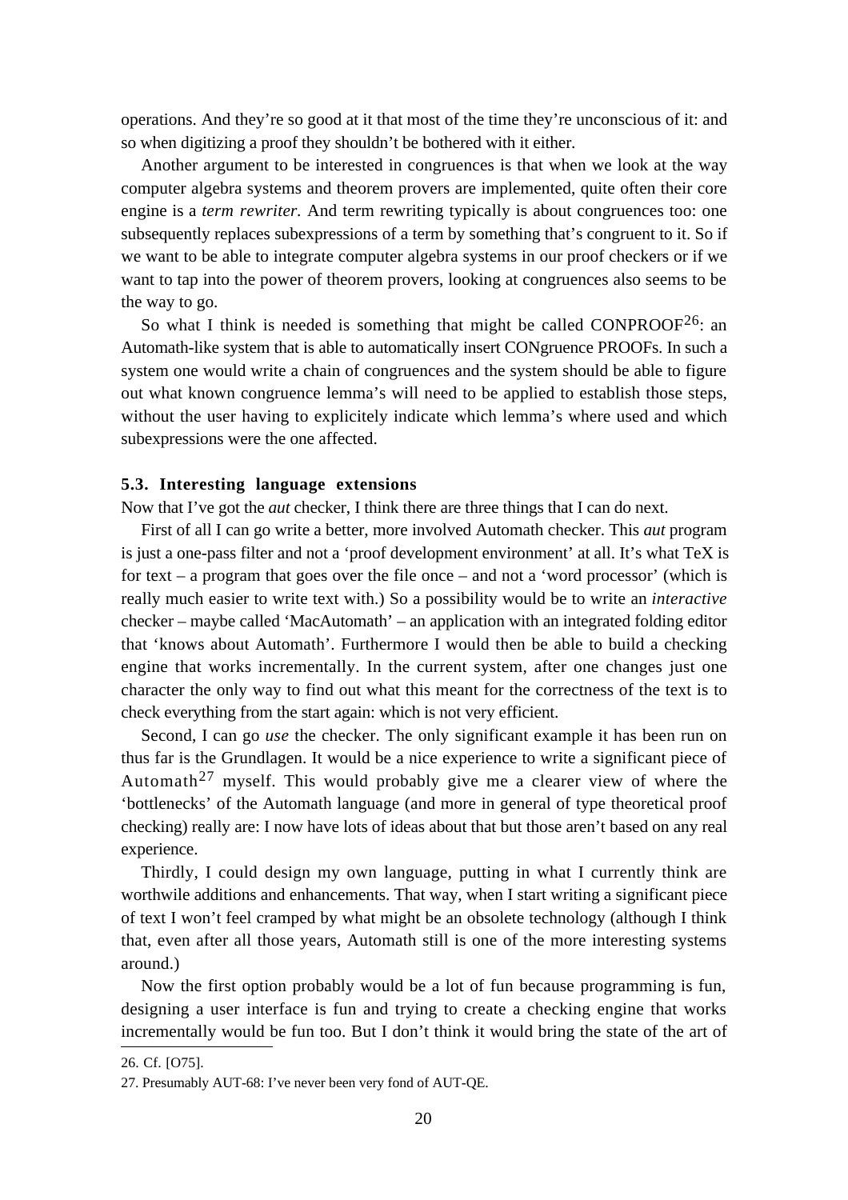operations. And they're so good at it that most of the time they're unconscious of it: and so when digitizing a proof they shouldn't be bothered with it either.

Another argument to be interested in congruences is that when we look at the way computer algebra systems and theorem provers are implemented, quite often their core engine is a *term rewriter*. And term rewriting typically is about congruences too: one subsequently replaces subexpressions of a term by something that's congruent to it. So if we want to be able to integrate computer algebra systems in our proof checkers or if we want to tap into the power of theorem provers, looking at congruences also seems to be the way to go.

So what I think is needed is something that might be called CONPROOF[26]: an Automath-like system that is able to automatically insert CONgruence PROOFs. In such a system one would write a chain of congruences and the system should be able to figure out what known congruence lemma's will need to be applied to establish those steps, without the user having to explicitely indicate which lemma's where used and which subexpressions were the one affected.

### 5.3. Interesting language extensions

Now that I've got the *aut* checker, I think there are three things that I can do next.

First of all I can go write a better, more involved Automath checker. This *aut* program is just a one-pass filter and not a 'proof development environment' at all. It's what TeX is for text – a program that goes over the file once – and not a 'word processor' (which is really much easier to write text with.) So a possibility would be to write an *interactive* checker – maybe called 'MacAutomath' – an application with an integrated folding editor that 'knows about Automath'. Furthermore I would then be able to build a checking engine that works incrementally. In the current system, after one changes just one character the only way to find out what this meant for the correctness of the text is to check everything from the start again: which is not very efficient.

Second, I can go *use* the checker. The only significant example it has been run on thus far is the Grundlagen. It would be a nice experience to write a significant piece of Automath[27] myself. This would probably give me a clearer view of where the 'bottlenecks' of the Automath language (and more in general of type theoretical proof checking) really are: I now have lots of ideas about that but those aren't based on any real experience.

Thirdly, I could design my own language, putting in what I currently think are worthwile additions and enhancements. That way, when I start writing a significant piece of text I won't feel cramped by what might be an obsolete technology (although I think that, even after all those years, Automath still is one of the more interesting systems around.)

Now the first option probably would be a lot of fun because programming is fun, designing a user interface is fun and trying to create a checking engine that works incrementally would be fun too. But I don't think it would bring the state of the art of

---

26. Cf. [O75].

27. Presumably AUT-68: I've never been very fond of AUT-QE.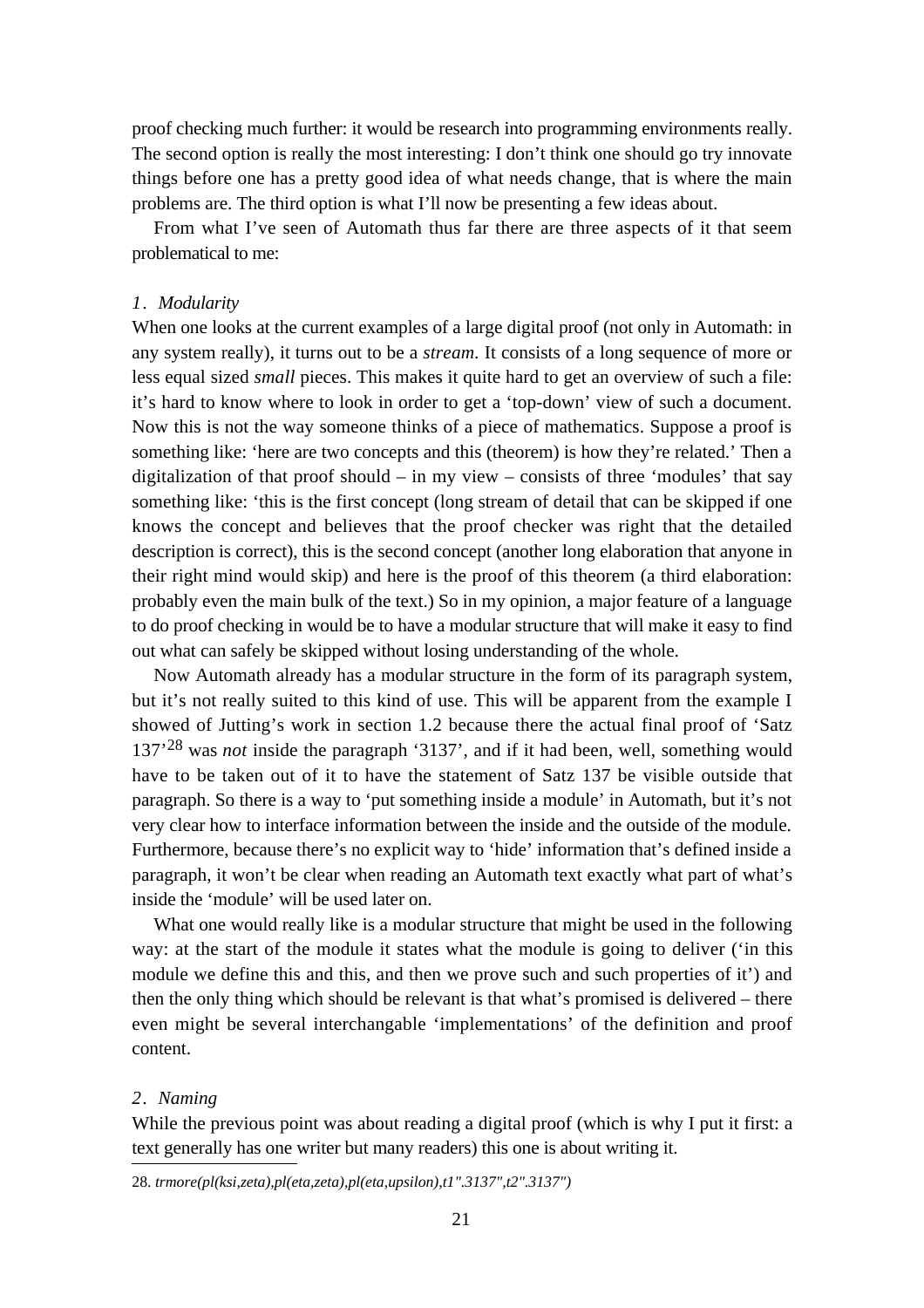proof checking much further: it would be research into programming environments really. The second option is really the most interesting: I don't think one should go try innovate things before one has a pretty good idea of what needs change, that is where the main problems are. The third option is what I'll now be presenting a few ideas about.

From what I've seen of Automath thus far there are three aspects of it that seem problematical to me:

*1. Modularity*

When one looks at the current examples of a large digital proof (not only in Automath: in any system really), it turns out to be a *stream*. It consists of a long sequence of more or less equal sized *small* pieces. This makes it quite hard to get an overview of such a file: it's hard to know where to look in order to get a 'top-down' view of such a document. Now this is not the way someone thinks of a piece of mathematics. Suppose a proof is something like: 'here are two concepts and this (theorem) is how they're related.' Then a digitalization of that proof should – in my view – consists of three 'modules' that say something like: 'this is the first concept (long stream of detail that can be skipped if one knows the concept and believes that the proof checker was right that the detailed description is correct), this is the second concept (another long elaboration that anyone in their right mind would skip) and here is the proof of this theorem (a third elaboration: probably even the main bulk of the text.) So in my opinion, a major feature of a language to do proof checking in would be to have a modular structure that will make it easy to find out what can safely be skipped without losing understanding of the whole.

Now Automath already has a modular structure in the form of its paragraph system, but it's not really suited to this kind of use. This will be apparent from the example I showed of Jutting's work in section 1.2 because there the actual final proof of 'Satz 137'[28] was *not* inside the paragraph '3137', and if it had been, well, something would have to be taken out of it to have the statement of Satz 137 be visible outside that paragraph. So there is a way to 'put something inside a module' in Automath, but it's not very clear how to interface information between the inside and the outside of the module. Furthermore, because there's no explicit way to 'hide' information that's defined inside a paragraph, it won't be clear when reading an Automath text exactly what part of what's inside the 'module' will be used later on.

What one would really like is a modular structure that might be used in the following way: at the start of the module it states what the module is going to deliver ('in this module we define this and this, and then we prove such and such properties of it') and then the only thing which should be relevant is that what's promised is delivered – there even might be several interchangable 'implementations' of the definition and proof content.

*2. Naming*

While the previous point was about reading a digital proof (which is why I put it first: a text generally has one writer but many readers) this one is about writing it.

28. *trmore(pl(ksi,zeta),pl(eta,zeta),pl(eta,upsilon),t1".3137",t2".3137")*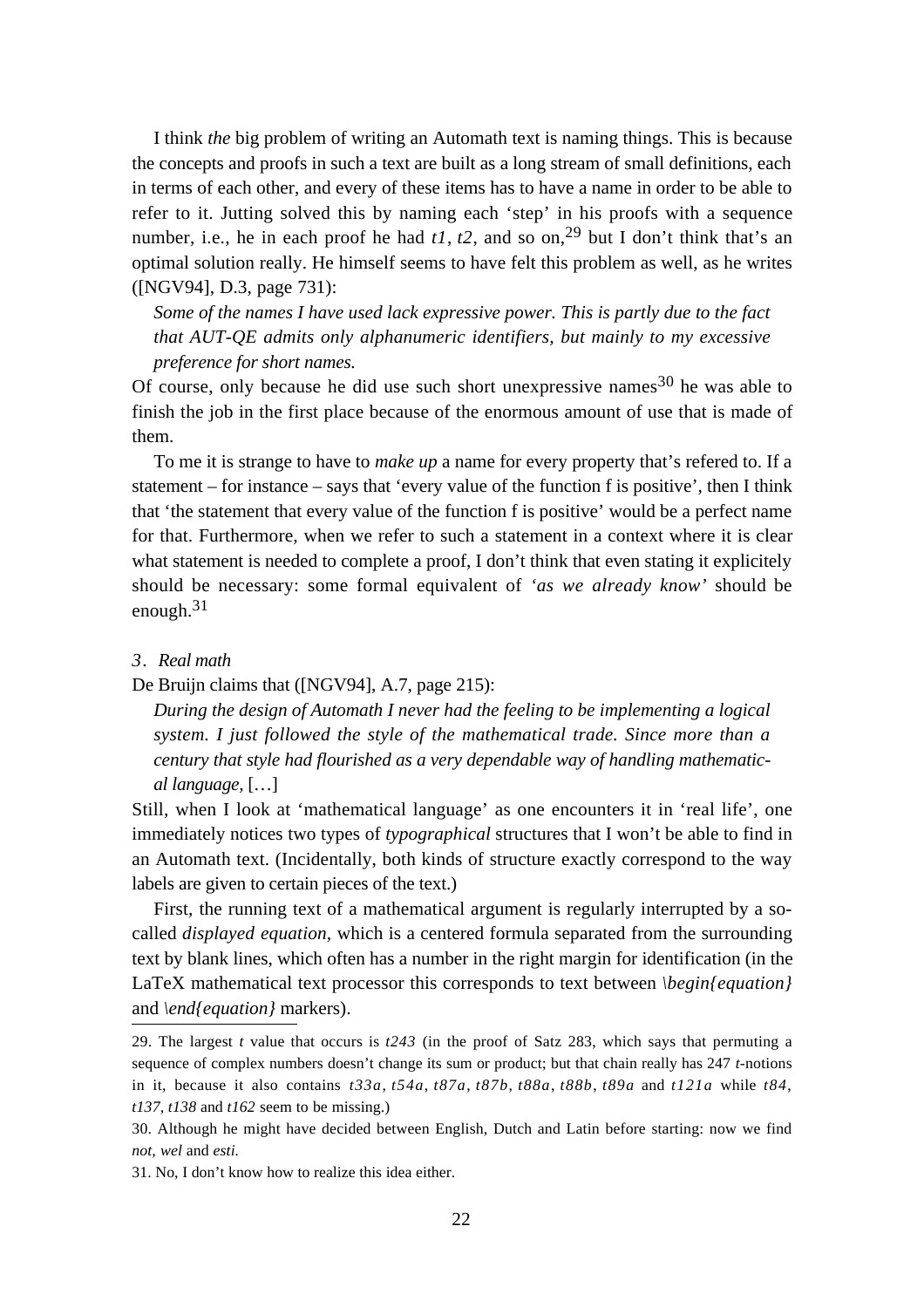I think *the* big problem of writing an Automath text is naming things. This is because the concepts and proofs in such a text are built as a long stream of small definitions, each in terms of each other, and every of these items has to have a name in order to be able to refer to it. Jutting solved this by naming each ‘step’ in his proofs with a sequence number, i.e., he in each proof he had *t1*, *t2*, and so on,[29] but I don’t think that’s an optimal solution really. He himself seems to have felt this problem as well, as he writes ([NGV94], D.3, page 731):

> *Some of the names I have used lack expressive power. This is partly due to the fact that AUT-QE admits only alphanumeric identifiers, but mainly to my excessive preference for short names.*

Of course, only because he did use such short unexpressive names[30] he was able to finish the job in the first place because of the enormous amount of use that is made of them.

To me it is strange to have to *make up* a name for every property that’s refered to. If a statement – for instance – says that ‘every value of the function f is positive’, then I think that ‘the statement that every value of the function f is positive’ would be a perfect name for that. Furthermore, when we refer to such a statement in a context where it is clear what statement is needed to complete a proof, I don’t think that even stating it explicitely should be necessary: some formal equivalent of *‘as we already know’* should be enough.[31]

### 3. *Real math*

De Bruijn claims that ([NGV94], A.7, page 215):

> *During the design of Automath I never had the feeling to be implementing a logical system. I just followed the style of the mathematical trade. Since more than a century that style had flourished as a very dependable way of handling mathematical language,* […]

Still, when I look at ‘mathematical language’ as one encounters it in ‘real life’, one immediately notices two types of *typographical* structures that I won’t be able to find in an Automath text. (Incidentally, both kinds of structure exactly correspond to the way labels are given to certain pieces of the text.)

First, the running text of a mathematical argument is regularly interrupted by a so-called *displayed equation*, which is a centered formula separated from the surrounding text by blank lines, which often has a number in the right margin for identification (in the LaTeX mathematical text processor this corresponds to text between *\begin{equation}* and *\end{equation}* markers).

---

29. The largest *t* value that occurs is *t243* (in the proof of Satz 283, which says that permuting a sequence of complex numbers doesn’t change its sum or product; but that chain really has 247 *t*-notions in it, because it also contains *t33a*, *t54a*, *t87a*, *t87b*, *t88a*, *t88b*, *t89a* and *t121a* while *t84*, *t137*, *t138* and *t162* seem to be missing.)

30. Although he might have decided between English, Dutch and Latin before starting: now we find *not*, *wel* and *esti*.

31. No, I don’t know how to realize this idea either.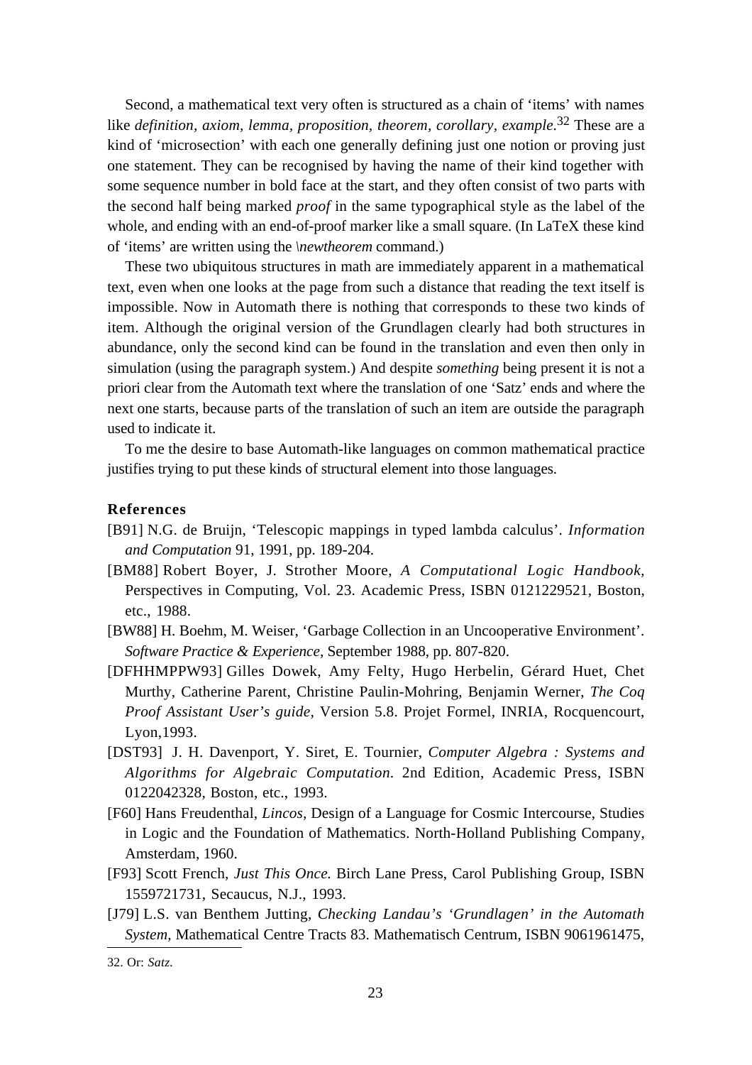Second, a mathematical text very often is structured as a chain of 'items' with names like *definition, axiom, lemma, proposition, theorem, corollary, example.*[32] These are a kind of 'microsection' with each one generally defining just one notion or proving just one statement. They can be recognised by having the name of their kind together with some sequence number in bold face at the start, and they often consist of two parts with the second half being marked *proof* in the same typographical style as the label of the whole, and ending with an end-of-proof marker like a small square. (In LaTeX these kind of 'items' are written using the *\newtheorem* command.)

These two ubiquitous structures in math are immediately apparent in a mathematical text, even when one looks at the page from such a distance that reading the text itself is impossible. Now in Automath there is nothing that corresponds to these two kinds of item. Although the original version of the Grundlagen clearly had both structures in abundance, only the second kind can be found in the translation and even then only in simulation (using the paragraph system.) And despite *something* being present it is not a priori clear from the Automath text where the translation of one 'Satz' ends and where the next one starts, because parts of the translation of such an item are outside the paragraph used to indicate it.

To me the desire to base Automath-like languages on common mathematical practice justifies trying to put these kinds of structural element into those languages.

**References**

[B91] N.G. de Bruijn, 'Telescopic mappings in typed lambda calculus'. *Information and Computation* 91, 1991, pp. 189-204.

[BM88] Robert Boyer, J. Strother Moore, *A Computational Logic Handbook,* Perspectives in Computing, Vol. 23. Academic Press, ISBN 0121229521, Boston, etc., 1988.

[BW88] H. Boehm, M. Weiser, 'Garbage Collection in an Uncooperative Environment'. *Software Practice & Experience,* September 1988, pp. 807-820.

[DFHHMPPW93] Gilles Dowek, Amy Felty, Hugo Herbelin, Gérard Huet, Chet Murthy, Catherine Parent, Christine Paulin-Mohring, Benjamin Werner, *The Coq Proof Assistant User's guide,* Version 5.8. Projet Formel, INRIA, Rocquencourt, Lyon,1993.

[DST93] J. H. Davenport, Y. Siret, E. Tournier, *Computer Algebra : Systems and Algorithms for Algebraic Computation.* 2nd Edition, Academic Press, ISBN 0122042328, Boston, etc., 1993.

[F60] Hans Freudenthal, *Lincos,* Design of a Language for Cosmic Intercourse, Studies in Logic and the Foundation of Mathematics. North-Holland Publishing Company, Amsterdam, 1960.

[F93] Scott French, *Just This Once.* Birch Lane Press, Carol Publishing Group, ISBN 1559721731, Secaucus, N.J., 1993.

[J79] L.S. van Benthem Jutting, *Checking Landau's 'Grundlagen' in the Automath System,* Mathematical Centre Tracts 83. Mathematisch Centrum, ISBN 9061961475,

32. Or: *Satz.*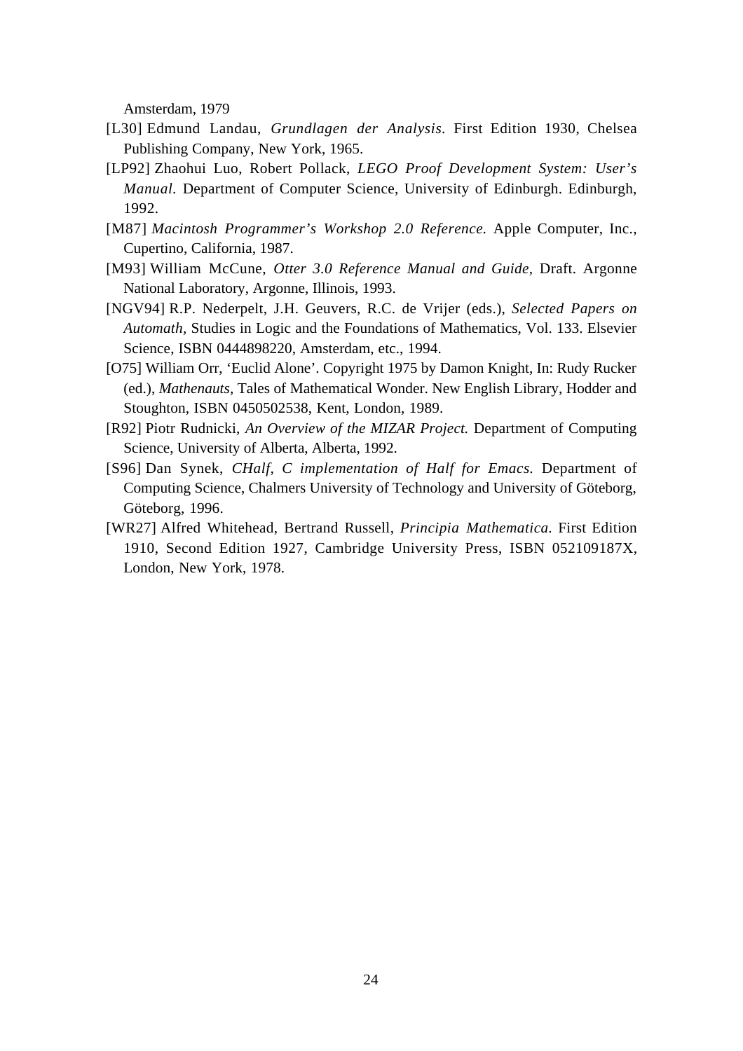Amsterdam, 1979

[L30] Edmund Landau, *Grundlagen der Analysis*. First Edition 1930, Chelsea Publishing Company, New York, 1965.

[LP92] Zhaohui Luo, Robert Pollack, *LEGO Proof Development System: User's Manual*. Department of Computer Science, University of Edinburgh. Edinburgh, 1992.

[M87] *Macintosh Programmer's Workshop 2.0 Reference.* Apple Computer, Inc., Cupertino, California, 1987.

[M93] William McCune, *Otter 3.0 Reference Manual and Guide*, Draft. Argonne National Laboratory, Argonne, Illinois, 1993.

[NGV94] R.P. Nederpelt, J.H. Geuvers, R.C. de Vrijer (eds.), *Selected Papers on Automath*, Studies in Logic and the Foundations of Mathematics, Vol. 133. Elsevier Science, ISBN 0444898220, Amsterdam, etc., 1994.

[O75] William Orr, 'Euclid Alone'. Copyright 1975 by Damon Knight, In: Rudy Rucker (ed.), *Mathenauts*, Tales of Mathematical Wonder. New English Library, Hodder and Stoughton, ISBN 0450502538, Kent, London, 1989.

[R92] Piotr Rudnicki, *An Overview of the MIZAR Project.* Department of Computing Science, University of Alberta, Alberta, 1992.

[S96] Dan Synek, *CHalf, C implementation of Half for Emacs*. Department of Computing Science, Chalmers University of Technology and University of Göteborg, Göteborg, 1996.

[WR27] Alfred Whitehead, Bertrand Russell, *Principia Mathematica*. First Edition 1910, Second Edition 1927, Cambridge University Press, ISBN 052109187X, London, New York, 1978.